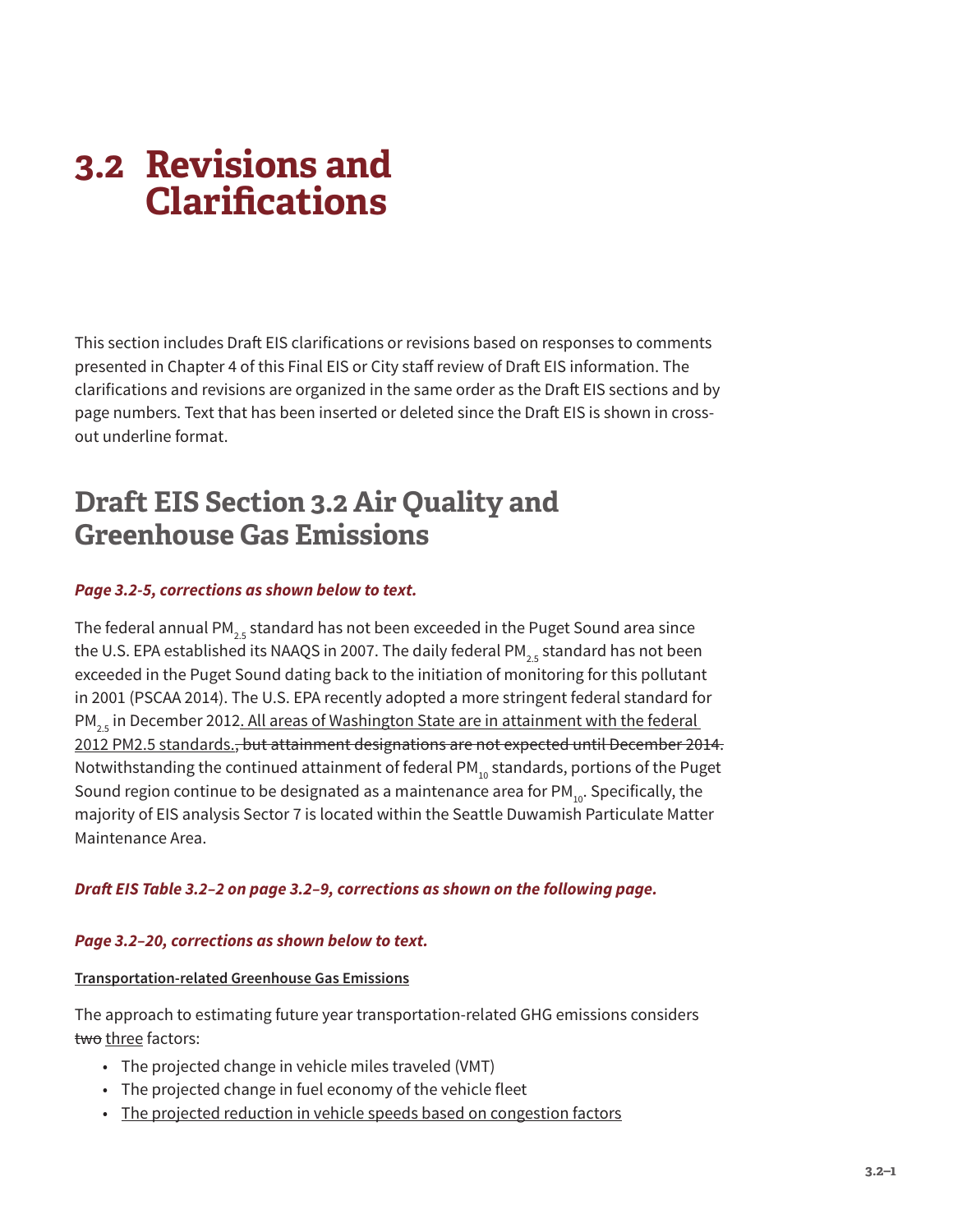# 3.2 Revisions and Clarifications

This section includes Draft EIS clarifications or revisions based on responses to comments presented in Chapter 4 of this Final EIS or City staff review of Draft EIS information. The clarifications and revisions are organized in the same order as the Draft EIS sections and by page numbers. Text that has been inserted or deleted since the Draft EIS is shown in cross-out underline format.

## Draft EIS Section 3.2 Air Quality and Greenhouse Gas Emissions

***Page 3.2-5, corrections as shown below to text.***

The federal annual $PM_{2.5}$ standard has not been exceeded in the Puget Sound area since the U.S. EPA established its NAAQS in 2007. The daily federal $PM_{2.5}$ standard has not been exceeded in the Puget Sound dating back to the initiation of monitoring for this pollutant in 2001 (PSCAA 2014). The U.S. EPA recently adopted a more stringent federal standard for $PM_{2.5}$ in December 2012<u>. All areas of Washington State are in attainment with the federal 2012 PM2.5 standards.</u>~~, but attainment designations are not expected until December 2014.~~ Notwithstanding the continued attainment of federal $PM_{10}$ standards, portions of the Puget Sound region continue to be designated as a maintenance area for $PM_{10}$. Specifically, the majority of EIS analysis Sector 7 is located within the Seattle Duwamish Particulate Matter Maintenance Area.

***Draft EIS Table 3.2–2 on page 3.2–9, corrections as shown on the following page.***

***Page 3.2–20, corrections as shown below to text.***

<u>**Transportation-related Greenhouse Gas Emissions**</u>

The approach to estimating future year transportation-related GHG emissions considers ~~two~~ <u>three</u> factors:

- The projected change in vehicle miles traveled (VMT)
- The projected change in fuel economy of the vehicle fleet
- <u>The projected reduction in vehicle speeds based on congestion factors</u>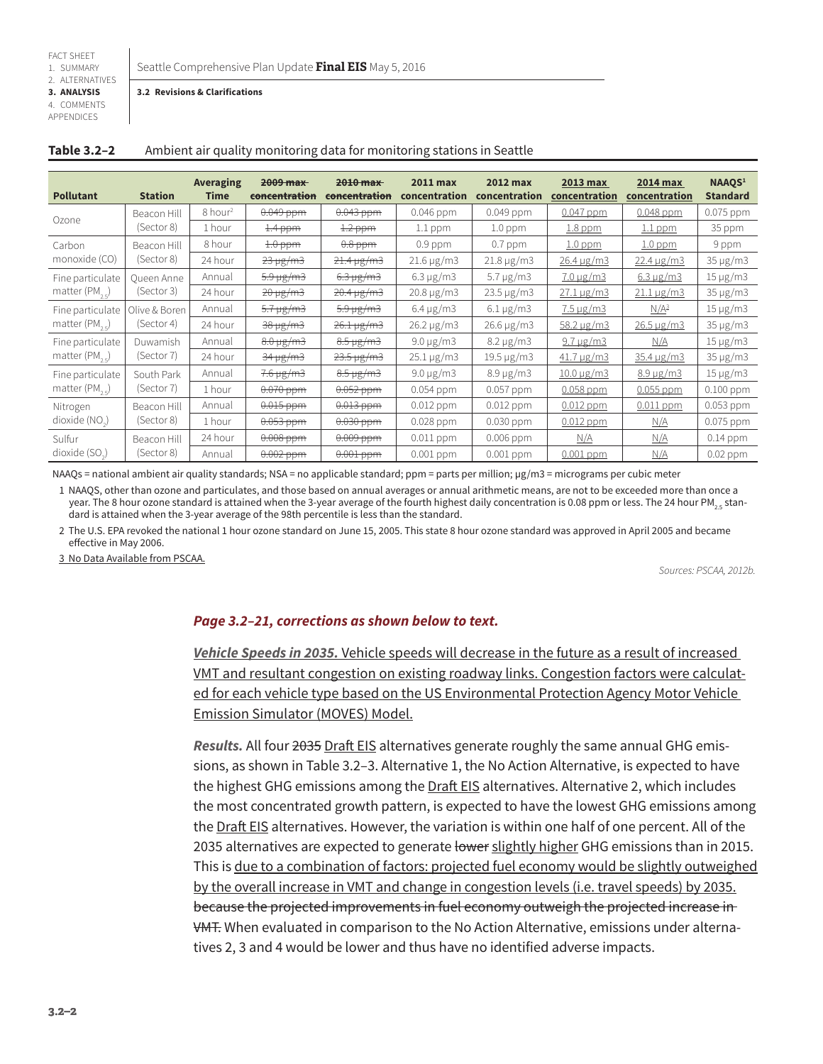**Table 3.2–2** Ambient air quality monitoring data for monitoring stations in Seattle

| Pollutant | Station | Averaging Time | ~~2009 max concentration~~ | ~~2010 max concentration~~ | 2011 max concentration | 2012 max concentration | 2013 max concentration | 2014 max concentration | NAAQS[1] Standard |
|---|---|---|---|---|---|---|---|---|---|
| Ozone | Beacon Hill (Sector 8) | 8 hour[2] | ~~0.049 ppm~~ | ~~0.043 ppm~~ | 0.046 ppm | 0.049 ppm | 0.047 ppm | 0.048 ppm | 0.075 ppm |
| | | 1 hour | ~~1.4 ppm~~ | ~~1.2 ppm~~ | 1.1 ppm | 1.0 ppm | 1.8 ppm | 1.1 ppm | 35 ppm |
| Carbon monoxide (CO) | Beacon Hill (Sector 8) | 8 hour | ~~1.0 ppm~~ | ~~0.8 ppm~~ | 0.9 ppm | 0.7 ppm | 1.0 ppm | 1.0 ppm | 9 ppm |
| | | 24 hour | ~~23 µg/m3~~ | ~~21.4 µg/m3~~ | 21.6 µg/m3 | 21.8 µg/m3 | 26.4 µg/m3 | 22.4 µg/m3 | 35 µg/m3 |
| Fine particulate matter ($PM_{2.5}$) | Queen Anne (Sector 3) | Annual | ~~5.9 µg/m3~~ | ~~6.3 µg/m3~~ | 6.3 µg/m3 | 5.7 µg/m3 | 7.0 µg/m3 | 6.3 µg/m3 | 15 µg/m3 |
| | | 24 hour | ~~20 µg/m3~~ | ~~20.4 µg/m3~~ | 20.8 µg/m3 | 23.5 µg/m3 | 27.1 µg/m3 | 21.1 µg/m3 | 35 µg/m3 |
| Fine particulate matter ($PM_{2.5}$) | Olive & Boren (Sector 4) | Annual | ~~5.7 µg/m3~~ | ~~5.9 µg/m3~~ | 6.4 µg/m3 | 6.1 µg/m3 | 7.5 µg/m3 | N/A[3] | 15 µg/m3 |
| | | 24 hour | ~~38 µg/m3~~ | ~~26.1 µg/m3~~ | 26.2 µg/m3 | 26.6 µg/m3 | 58.2 µg/m3 | 26.5 µg/m3 | 35 µg/m3 |
| Fine particulate matter ($PM_{2.5}$) | Duwamish (Sector 7) | Annual | ~~8.0 µg/m3~~ | ~~8.5 µg/m3~~ | 9.0 µg/m3 | 8.2 µg/m3 | 9.7 µg/m3 | N/A | 15 µg/m3 |
| | | 24 hour | ~~34 µg/m3~~ | ~~23.5 µg/m3~~ | 25.1 µg/m3 | 19.5 µg/m3 | 41.7 µg/m3 | 35.4 µg/m3 | 35 µg/m3 |
| Fine particulate matter ($PM_{2.5}$) | South Park (Sector 7) | Annual | ~~7.6 µg/m3~~ | ~~8.5 µg/m3~~ | 9.0 µg/m3 | 8.9 µg/m3 | 10.0 µg/m3 | 8.9 µg/m3 | 15 µg/m3 |
| | | 1 hour | ~~0.070 ppm~~ | ~~0.052 ppm~~ | 0.054 ppm | 0.057 ppm | 0.058 ppm | 0.055 ppm | 0.100 ppm |
| Nitrogen dioxide ($NO_2$) | Beacon Hill (Sector 8) | Annual | ~~0.015 ppm~~ | ~~0.013 ppm~~ | 0.012 ppm | 0.012 ppm | 0.012 ppm | 0.011 ppm | 0.053 ppm |
| | | 1 hour | ~~0.053 ppm~~ | ~~0.030 ppm~~ | 0.028 ppm | 0.030 ppm | 0.012 ppm | N/A | 0.075 ppm |
| Sulfur dioxide ($SO_2$) | Beacon Hill (Sector 8) | 24 hour | ~~0.008 ppm~~ | ~~0.009 ppm~~ | 0.011 ppm | 0.006 ppm | N/A | N/A | 0.14 ppm |
| | | Annual | ~~0.002 ppm~~ | ~~0.001 ppm~~ | 0.001 ppm | 0.001 ppm | 0.001 ppm | N/A | 0.02 ppm |

NAAQs = national ambient air quality standards; NSA = no applicable standard; ppm = parts per million; µg/m3 = micrograms per cubic meter

1 NAAQS, other than ozone and particulates, and those based on annual averages or annual arithmetic means, are not to be exceeded more than once a year. The 8 hour ozone standard is attained when the 3-year average of the fourth highest daily concentration is 0.08 ppm or less. The 24 hour $PM_{2.5}$ standard is attained when the 3-year average of the 98th percentile is less than the standard.

2 The U.S. EPA revoked the national 1 hour ozone standard on June 15, 2005. This state 8 hour ozone standard was approved in April 2005 and became effective in May 2006.

3 No Data Available from PSCAA.

*Sources: PSCAA, 2012b.*

***Page 3.2–21, corrections as shown below to text.***

***Vehicle Speeds in 2035.*** Vehicle speeds will decrease in the future as a result of increased VMT and resultant congestion on existing roadway links. Congestion factors were calculated for each vehicle type based on the US Environmental Protection Agency Motor Vehicle Emission Simulator (MOVES) Model.

***Results.*** All four ~~2035~~ Draft EIS alternatives generate roughly the same annual GHG emissions, as shown in Table 3.2–3. Alternative 1, the No Action Alternative, is expected to have the highest GHG emissions among the Draft EIS alternatives. Alternative 2, which includes the most concentrated growth pattern, is expected to have the lowest GHG emissions among the Draft EIS alternatives. However, the variation is within one half of one percent. All of the 2035 alternatives are expected to generate ~~lower~~ slightly higher GHG emissions than in 2015. This is due to a combination of factors: projected fuel economy would be slightly outweighed by the overall increase in VMT and change in congestion levels (i.e. travel speeds) by 2035. ~~because the projected improvements in fuel economy outweigh the projected increase in VMT.~~ When evaluated in comparison to the No Action Alternative, emissions under alternatives 2, 3 and 4 would be lower and thus have no identified adverse impacts.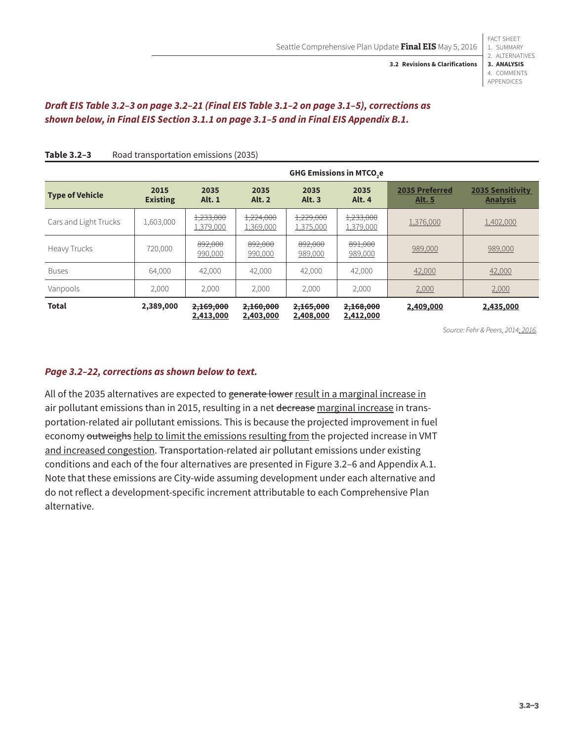***Draft EIS Table 3.2–3 on page 3.2–21 (Final EIS Table 3.1–2 on page 3.1–5), corrections as shown below, in Final EIS Section 3.1.1 on page 3.1–5 and in Final EIS Appendix B.1.***

**Table 3.2–3** Road transportation emissions (2035)

| | GHG Emissions in $MTCO_2e$ | | | | | | |
|---|---|---|---|---|---|---|---|
| **Type of Vehicle** | **2015 Existing** | **2035 Alt. 1** | **2035 Alt. 2** | **2035 Alt. 3** | **2035 Alt. 4** | **<u>2035 Preferred Alt. 5</u>** | **<u>2035 Sensitivity Analysis</u>** |
| Cars and Light Trucks | 1,603,000 | ~~1,233,000~~ <u>1,379,000</u> | ~~1,224,000~~ <u>1,369,000</u> | ~~1,229,000~~ <u>1,375,000</u> | ~~1,233,000~~ <u>1,379,000</u> | <u>1,376,000</u> | <u>1,402,000</u> |
| Heavy Trucks | 720,000 | ~~892,000~~ <u>990,000</u> | ~~892,000~~ <u>990,000</u> | ~~892,000~~ <u>989,000</u> | ~~891,000~~ <u>989,000</u> | <u>989,000</u> | <u>989,000</u> |
| Buses | 64,000 | 42,000 | 42,000 | 42,000 | 42,000 | <u>42,000</u> | <u>42,000</u> |
| Vanpools | 2,000 | 2,000 | 2,000 | 2,000 | 2,000 | <u>2,000</u> | <u>2,000</u> |
| **Total** | **2,389,000** | **~~2,169,000~~ <u>2,413,000</u>** | **~~2,160,000~~ <u>2,403,000</u>** | **~~2,165,000~~ <u>2,408,000</u>** | **~~2,168,000~~ <u>2,412,000</u>** | **<u>2,409,000</u>** | **<u>2,435,000</u>** |

*Source: Fehr & Peers, 2014<u>; 2016</u>.*

***Page 3.2–22, corrections as shown below to text.***

All of the 2035 alternatives are expected to ~~generate lower~~ <u>result in a marginal increase in</u> air pollutant emissions than in 2015, resulting in a net ~~decrease~~ <u>marginal increase</u> in transportation-related air pollutant emissions. This is because the projected improvement in fuel economy ~~outweighs~~ <u>help to limit the emissions resulting from</u> the projected increase in VMT <u>and increased congestion</u>. Transportation-related air pollutant emissions under existing conditions and each of the four alternatives are presented in Figure 3.2–6 and Appendix A.1. Note that these emissions are City-wide assuming development under each alternative and do not reflect a development-specific increment attributable to each Comprehensive Plan alternative.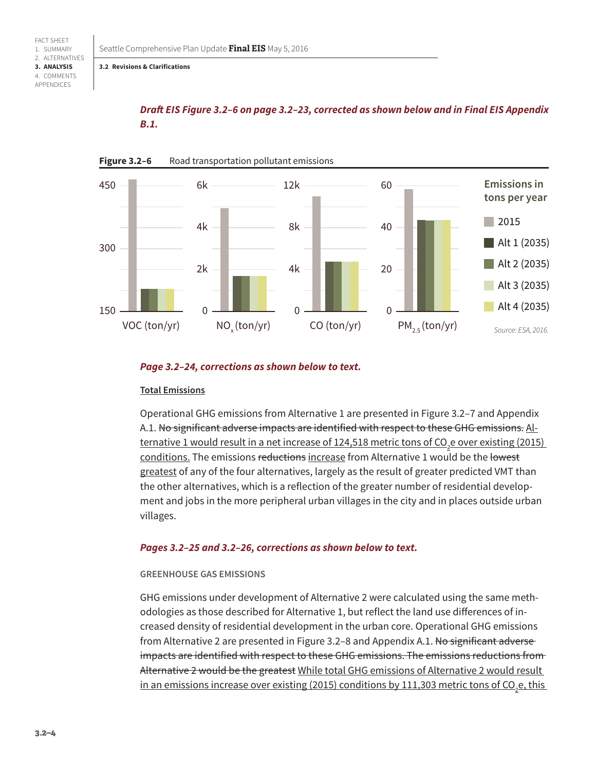*Draft EIS Figure 3.2–6 on page 3.2–23, corrected as shown below and in Final EIS Appendix B.1.*

**Figure 3.2–6** Road transportation pollutant emissions

Emissions in tons per year

- 2015
- Alt 1 (2035)
- Alt 2 (2035)
- Alt 3 (2035)
- Alt 4 (2035)

VOC (ton/yr) | $NO_x$ (ton/yr) | CO (ton/yr) | $PM_{2.5}$ (ton/yr)

*Source: ESA, 2016.*

*Page 3.2–24, corrections as shown below to text.*

**Total Emissions**

Operational GHG emissions from Alternative 1 are presented in Figure 3.2–7 and Appendix A.1. ~~No significant adverse impacts are identified with respect to these GHG emissions.~~ Alternative 1 would result in a net increase of 124,518 metric tons of $CO_2$e over existing (2015) conditions. The emissions ~~reductions~~ increase from Alternative 1 would be the ~~lowest~~ greatest of any of the four alternatives, largely as the result of greater predicted VMT than the other alternatives, which is a reflection of the greater number of residential development and jobs in the more peripheral urban villages in the city and in places outside urban villages.

*Pages 3.2–25 and 3.2–26, corrections as shown below to text.*

GREENHOUSE GAS EMISSIONS

GHG emissions under development of Alternative 2 were calculated using the same methodologies as those described for Alternative 1, but reflect the land use differences of increased density of residential development in the urban core. Operational GHG emissions from Alternative 2 are presented in Figure 3.2–8 and Appendix A.1. ~~No significant adverse impacts are identified with respect to these GHG emissions. The emissions reductions from Alternative 2 would be the greatest~~ While total GHG emissions of Alternative 2 would result in an emissions increase over existing (2015) conditions by 111,303 metric tons of $CO_2$e, this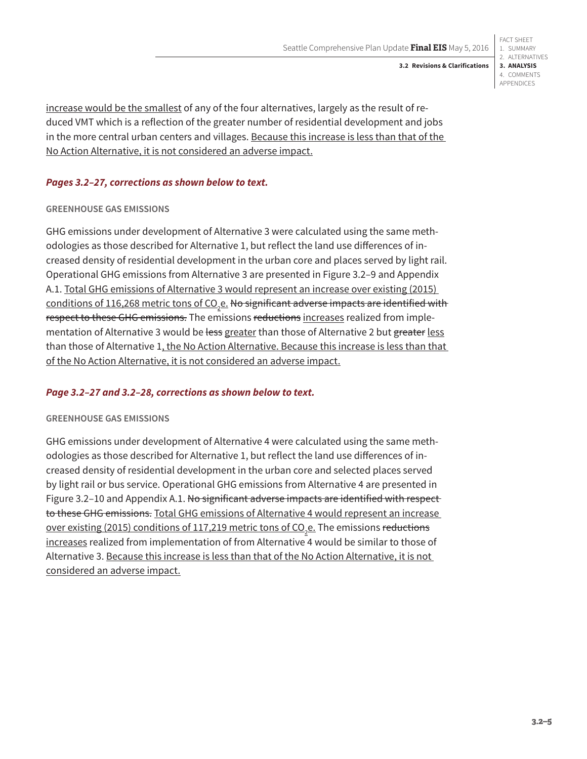increase would be the smallest of any of the four alternatives, largely as the result of reduced VMT which is a reflection of the greater number of residential development and jobs in the more central urban centers and villages. Because this increase is less than that of the No Action Alternative, it is not considered an adverse impact.

***Pages 3.2–27, corrections as shown below to text.***

#### GREENHOUSE GAS EMISSIONS

GHG emissions under development of Alternative 3 were calculated using the same methodologies as those described for Alternative 1, but reflect the land use differences of increased density of residential development in the urban core and places served by light rail. Operational GHG emissions from Alternative 3 are presented in Figure 3.2–9 and Appendix A.1. Total GHG emissions of Alternative 3 would represent an increase over existing (2015) conditions of 116,268 metric tons of $CO_2$e. ~~No significant adverse impacts are identified with respect to these GHG emissions.~~ The emissions ~~reductions~~ increases realized from implementation of Alternative 3 would be ~~less~~ greater than those of Alternative 2 but ~~greater~~ less than those of Alternative 1, the No Action Alternative. Because this increase is less than that of the No Action Alternative, it is not considered an adverse impact.

***Page 3.2–27 and 3.2–28, corrections as shown below to text.***

#### GREENHOUSE GAS EMISSIONS

GHG emissions under development of Alternative 4 were calculated using the same methodologies as those described for Alternative 1, but reflect the land use differences of increased density of residential development in the urban core and selected places served by light rail or bus service. Operational GHG emissions from Alternative 4 are presented in Figure 3.2–10 and Appendix A.1. ~~No significant adverse impacts are identified with respect to these GHG emissions.~~ Total GHG emissions of Alternative 4 would represent an increase over existing (2015) conditions of 117,219 metric tons of $CO_2$e. The emissions ~~reductions~~ increases realized from implementation of from Alternative 4 would be similar to those of Alternative 3. Because this increase is less than that of the No Action Alternative, it is not considered an adverse impact.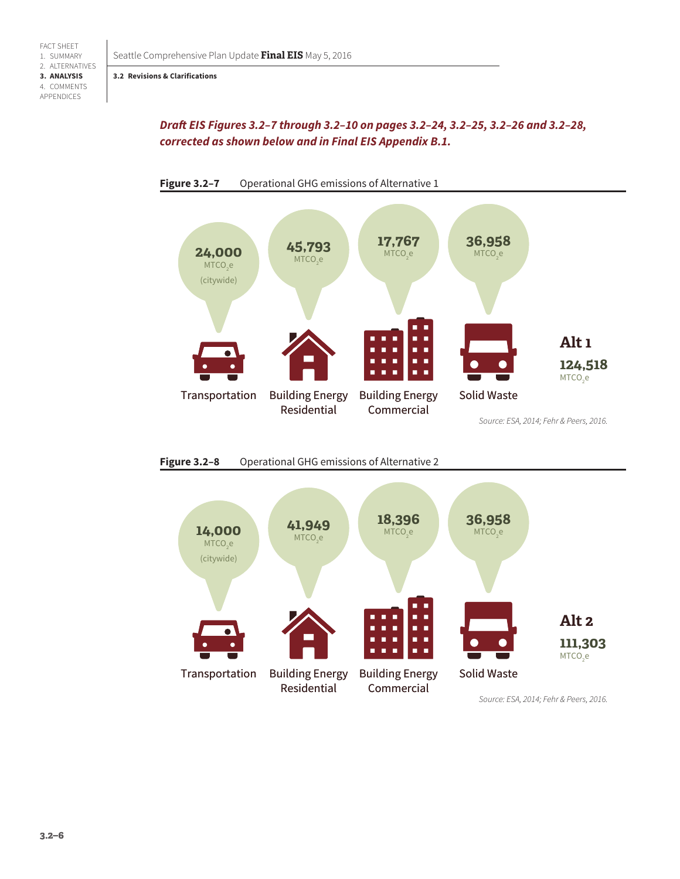*Draft EIS Figures 3.2–7 through 3.2–10 on pages 3.2–24, 3.2–25, 3.2–26 and 3.2–28, corrected as shown below and in Final EIS Appendix B.1.*

**Figure 3.2–7** Operational GHG emissions of Alternative 1

| Transportation | Building Energy Residential | Building Energy Commercial | Solid Waste |
|---|---|---|---|
| 24,000 $MTCO_2e$ (citywide) | 45,793 $MTCO_2e$ | 17,767 $MTCO_2e$ | 36,958 $MTCO_2e$ |

**Alt 1**
**124,518** $MTCO_2e$

*Source: ESA, 2014; Fehr & Peers, 2016.*

**Figure 3.2–8** Operational GHG emissions of Alternative 2

| Transportation | Building Energy Residential | Building Energy Commercial | Solid Waste |
|---|---|---|---|
| 14,000 $MTCO_2e$ (citywide) | 41,949 $MTCO_2e$ | 18,396 $MTCO_2e$ | 36,958 $MTCO_2e$ |

**Alt 2**
**111,303** $MTCO_2e$

*Source: ESA, 2014; Fehr & Peers, 2016.*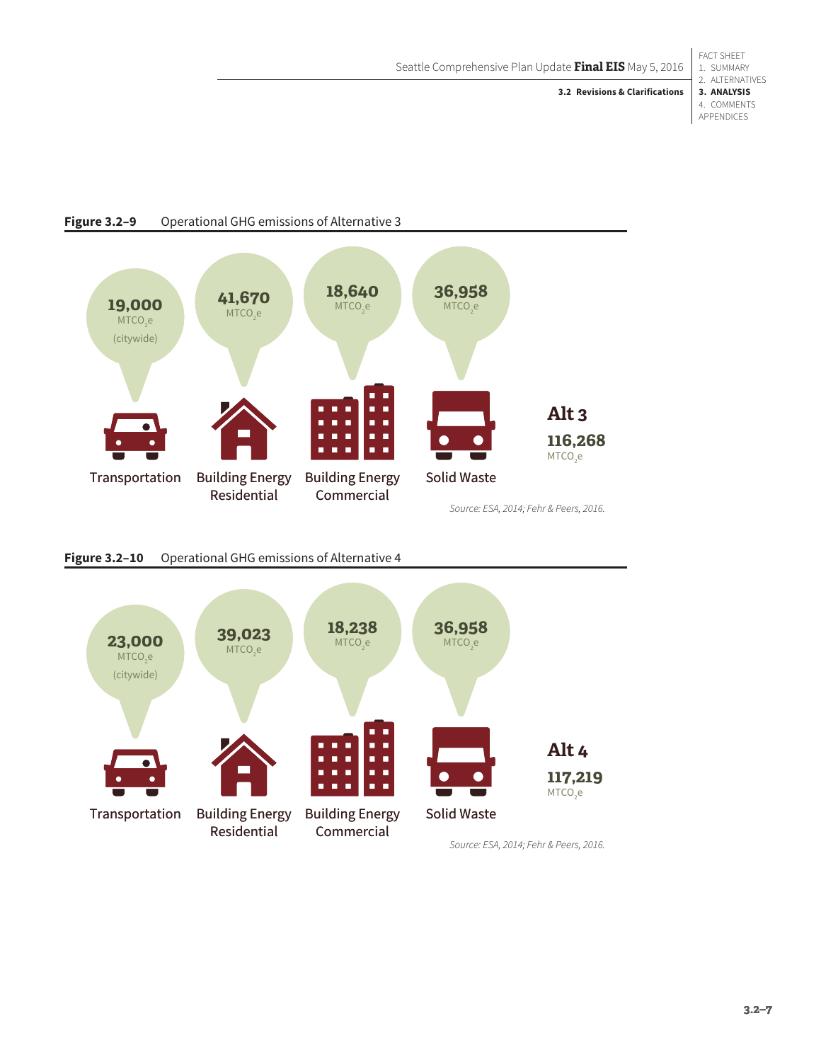**Figure 3.2–9** Operational GHG emissions of Alternative 3

| Transportation | Building Energy Residential | Building Energy Commercial | Solid Waste |
|---|---|---|---|
| 19,000 $MTCO_2e$ (citywide) | 41,670 $MTCO_2e$ | 18,640 $MTCO_2e$ | 36,958 $MTCO_2e$ |

**Alt 3**
**116,268** $MTCO_2e$

*Source: ESA, 2014; Fehr & Peers, 2016.*

**Figure 3.2–10** Operational GHG emissions of Alternative 4

| Transportation | Building Energy Residential | Building Energy Commercial | Solid Waste |
|---|---|---|---|
| 23,000 $MTCO_2e$ (citywide) | 39,023 $MTCO_2e$ | 18,238 $MTCO_2e$ | 36,958 $MTCO_2e$ |

**Alt 4**
**117,219** $MTCO_2e$

*Source: ESA, 2014; Fehr & Peers, 2016.*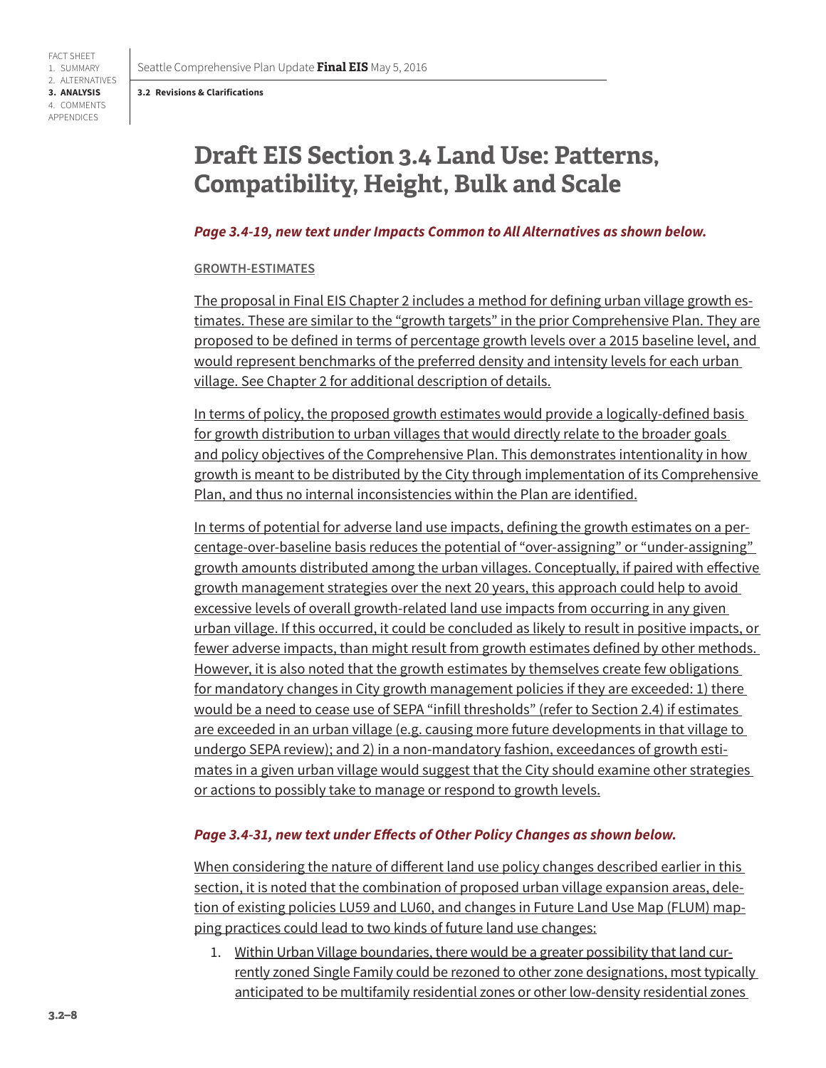# Draft EIS Section 3.4 Land Use: Patterns, Compatibility, Height, Bulk and Scale

***Page 3.4-19, new text under Impacts Common to All Alternatives as shown below.***

<u>GROWTH-ESTIMATES</u>

<u>The proposal in Final EIS Chapter 2 includes a method for defining urban village growth estimates. These are similar to the "growth targets" in the prior Comprehensive Plan. They are proposed to be defined in terms of percentage growth levels over a 2015 baseline level, and would represent benchmarks of the preferred density and intensity levels for each urban village. See Chapter 2 for additional description of details.</u>

<u>In terms of policy, the proposed growth estimates would provide a logically-defined basis for growth distribution to urban villages that would directly relate to the broader goals and policy objectives of the Comprehensive Plan. This demonstrates intentionality in how growth is meant to be distributed by the City through implementation of its Comprehensive Plan, and thus no internal inconsistencies within the Plan are identified.</u>

<u>In terms of potential for adverse land use impacts, defining the growth estimates on a percentage-over-baseline basis reduces the potential of "over-assigning" or "under-assigning" growth amounts distributed among the urban villages. Conceptually, if paired with effective growth management strategies over the next 20 years, this approach could help to avoid excessive levels of overall growth-related land use impacts from occurring in any given urban village. If this occurred, it could be concluded as likely to result in positive impacts, or fewer adverse impacts, than might result from growth estimates defined by other methods. However, it is also noted that the growth estimates by themselves create few obligations for mandatory changes in City growth management policies if they are exceeded: 1) there would be a need to cease use of SEPA "infill thresholds" (refer to Section 2.4) if estimates are exceeded in an urban village (e.g. causing more future developments in that village to undergo SEPA review); and 2) in a non-mandatory fashion, exceedances of growth estimates in a given urban village would suggest that the City should examine other strategies or actions to possibly take to manage or respond to growth levels.</u>

***Page 3.4-31, new text under Effects of Other Policy Changes as shown below.***

<u>When considering the nature of different land use policy changes described earlier in this section, it is noted that the combination of proposed urban village expansion areas, deletion of existing policies LU59 and LU60, and changes in Future Land Use Map (FLUM) mapping practices could lead to two kinds of future land use changes:</u>

1. <u>Within Urban Village boundaries, there would be a greater possibility that land currently zoned Single Family could be rezoned to other zone designations, most typically anticipated to be multifamily residential zones or other low-density residential zones</u>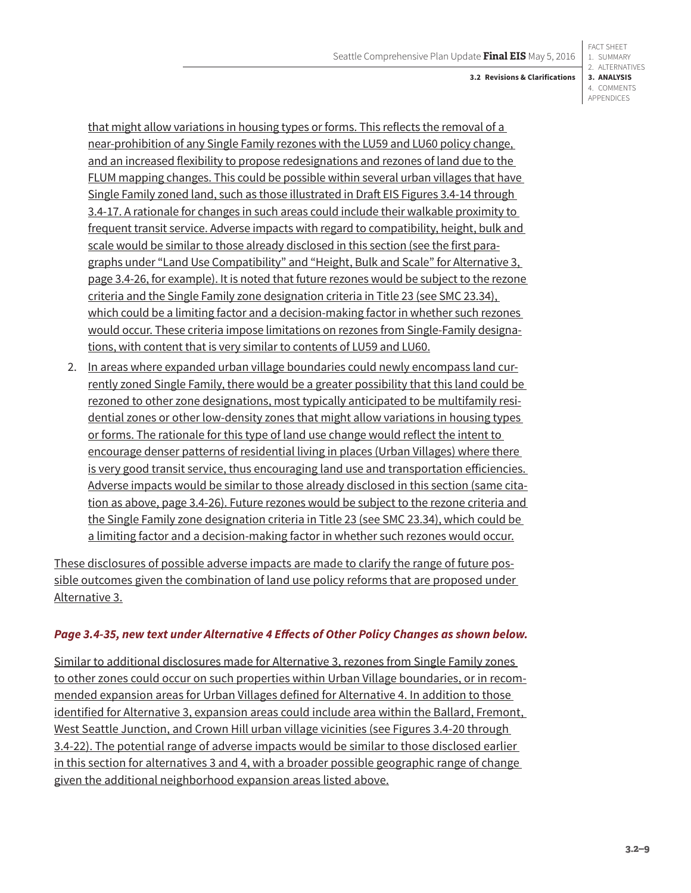that might allow variations in housing types or forms. This reflects the removal of a near-prohibition of any Single Family rezones with the LU59 and LU60 policy change, and an increased flexibility to propose redesignations and rezones of land due to the FLUM mapping changes. This could be possible within several urban villages that have Single Family zoned land, such as those illustrated in Draft EIS Figures 3.4-14 through 3.4-17. A rationale for changes in such areas could include their walkable proximity to frequent transit service. Adverse impacts with regard to compatibility, height, bulk and scale would be similar to those already disclosed in this section (see the first paragraphs under "Land Use Compatibility" and "Height, Bulk and Scale" for Alternative 3, page 3.4-26, for example). It is noted that future rezones would be subject to the rezone criteria and the Single Family zone designation criteria in Title 23 (see SMC 23.34), which could be a limiting factor and a decision-making factor in whether such rezones would occur. These criteria impose limitations on rezones from Single-Family designations, with content that is very similar to contents of LU59 and LU60.

2. In areas where expanded urban village boundaries could newly encompass land currently zoned Single Family, there would be a greater possibility that this land could be rezoned to other zone designations, most typically anticipated to be multifamily residential zones or other low-density zones that might allow variations in housing types or forms. The rationale for this type of land use change would reflect the intent to encourage denser patterns of residential living in places (Urban Villages) where there is very good transit service, thus encouraging land use and transportation efficiencies. Adverse impacts would be similar to those already disclosed in this section (same citation as above, page 3.4-26). Future rezones would be subject to the rezone criteria and the Single Family zone designation criteria in Title 23 (see SMC 23.34), which could be a limiting factor and a decision-making factor in whether such rezones would occur.

These disclosures of possible adverse impacts are made to clarify the range of future possible outcomes given the combination of land use policy reforms that are proposed under Alternative 3.

***Page 3.4-35, new text under Alternative 4 Effects of Other Policy Changes as shown below.***

Similar to additional disclosures made for Alternative 3, rezones from Single Family zones to other zones could occur on such properties within Urban Village boundaries, or in recommended expansion areas for Urban Villages defined for Alternative 4. In addition to those identified for Alternative 3, expansion areas could include area within the Ballard, Fremont, West Seattle Junction, and Crown Hill urban village vicinities (see Figures 3.4-20 through 3.4-22). The potential range of adverse impacts would be similar to those disclosed earlier in this section for alternatives 3 and 4, with a broader possible geographic range of change given the additional neighborhood expansion areas listed above.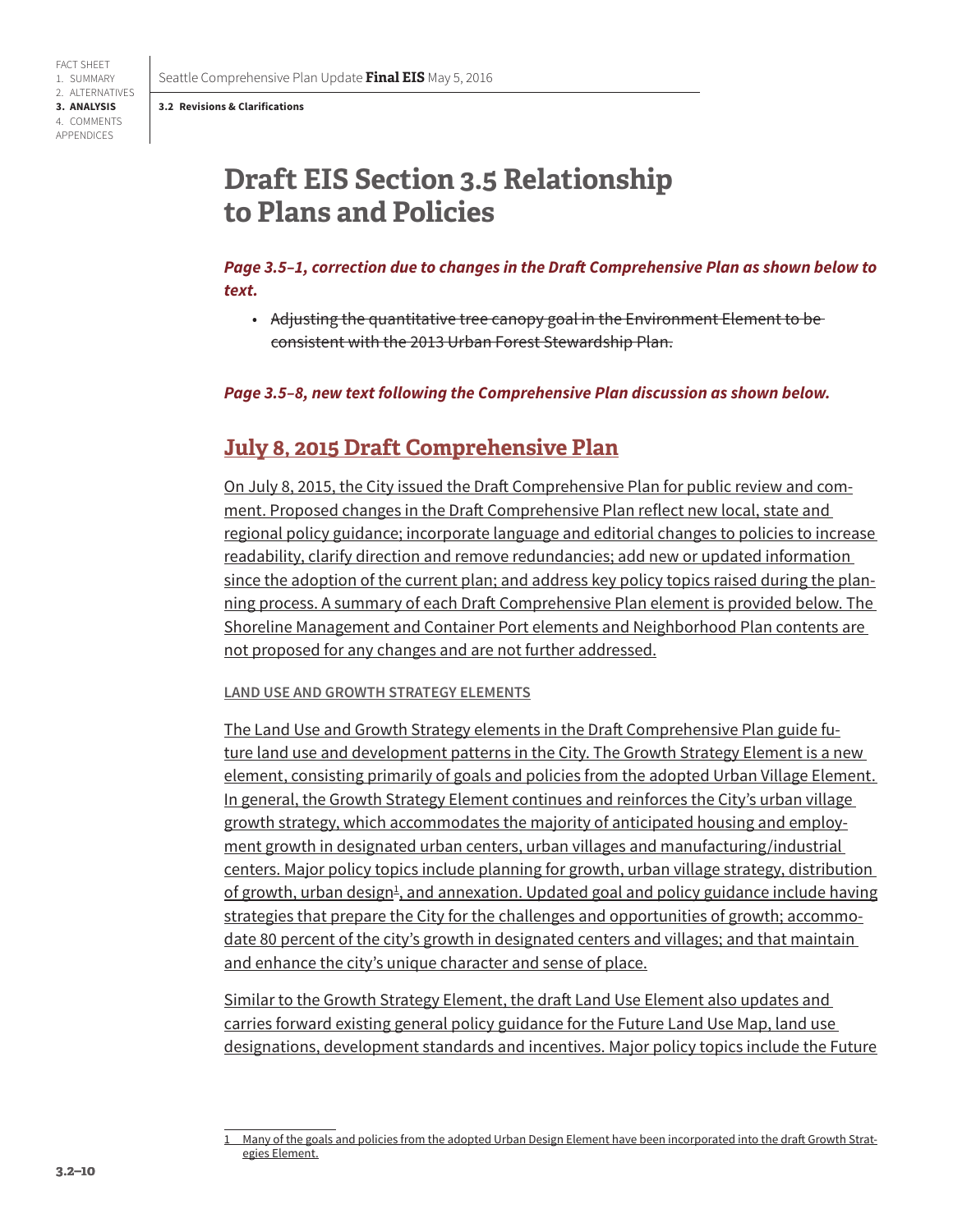# Draft EIS Section 3.5 Relationship to Plans and Policies

***Page 3.5–1, correction due to changes in the Draft Comprehensive Plan as shown below to text.***

- ~~Adjusting the quantitative tree canopy goal in the Environment Element to be consistent with the 2013 Urban Forest Stewardship Plan.~~

***Page 3.5–8, new text following the Comprehensive Plan discussion as shown below.***

## <u>July 8, 2015 Draft Comprehensive Plan</u>

<u>On July 8, 2015, the City issued the Draft Comprehensive Plan for public review and comment. Proposed changes in the Draft Comprehensive Plan reflect new local, state and regional policy guidance; incorporate language and editorial changes to policies to increase readability, clarify direction and remove redundancies; add new or updated information since the adoption of the current plan; and address key policy topics raised during the planning process. A summary of each Draft Comprehensive Plan element is provided below. The Shoreline Management and Container Port elements and Neighborhood Plan contents are not proposed for any changes and are not further addressed.</u>

#### <u>LAND USE AND GROWTH STRATEGY ELEMENTS</u>

<u>The Land Use and Growth Strategy elements in the Draft Comprehensive Plan guide future land use and development patterns in the City. The Growth Strategy Element is a new element, consisting primarily of goals and policies from the adopted Urban Village Element. In general, the Growth Strategy Element continues and reinforces the City's urban village growth strategy, which accommodates the majority of anticipated housing and employment growth in designated urban centers, urban villages and manufacturing/industrial centers. Major policy topics include planning for growth, urban village strategy, distribution of growth, urban design[1], and annexation. Updated goal and policy guidance include having strategies that prepare the City for the challenges and opportunities of growth; accommodate 80 percent of the city's growth in designated centers and villages; and that maintain and enhance the city's unique character and sense of place.</u>

<u>Similar to the Growth Strategy Element, the draft Land Use Element also updates and carries forward existing general policy guidance for the Future Land Use Map, land use designations, development standards and incentives. Major policy topics include the Future</u>

<u>1 Many of the goals and policies from the adopted Urban Design Element have been incorporated into the draft Growth Strategies Element.</u>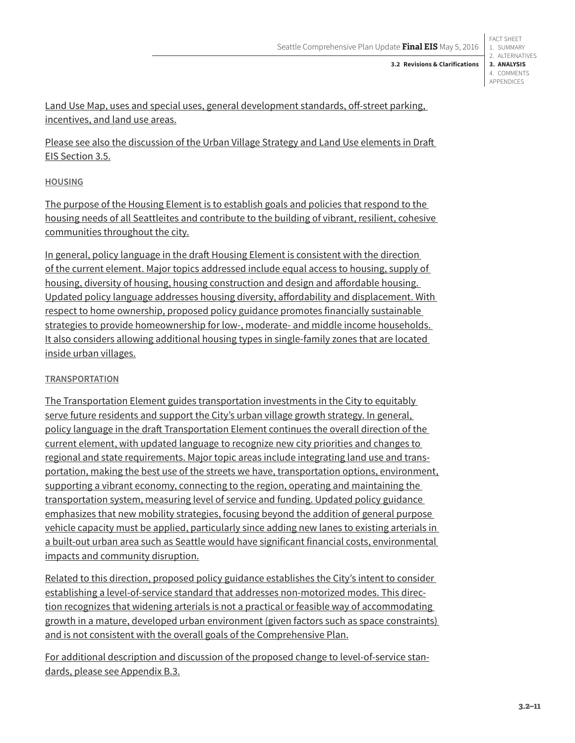Land Use Map, uses and special uses, general development standards, off-street parking, incentives, and land use areas.

Please see also the discussion of the Urban Village Strategy and Land Use elements in Draft EIS Section 3.5.

#### HOUSING

The purpose of the Housing Element is to establish goals and policies that respond to the housing needs of all Seattleites and contribute to the building of vibrant, resilient, cohesive communities throughout the city.

In general, policy language in the draft Housing Element is consistent with the direction of the current element. Major topics addressed include equal access to housing, supply of housing, diversity of housing, housing construction and design and affordable housing. Updated policy language addresses housing diversity, affordability and displacement. With respect to home ownership, proposed policy guidance promotes financially sustainable strategies to provide homeownership for low-, moderate- and middle income households. It also considers allowing additional housing types in single-family zones that are located inside urban villages.

#### TRANSPORTATION

The Transportation Element guides transportation investments in the City to equitably serve future residents and support the City's urban village growth strategy. In general, policy language in the draft Transportation Element continues the overall direction of the current element, with updated language to recognize new city priorities and changes to regional and state requirements. Major topic areas include integrating land use and transportation, making the best use of the streets we have, transportation options, environment, supporting a vibrant economy, connecting to the region, operating and maintaining the transportation system, measuring level of service and funding. Updated policy guidance emphasizes that new mobility strategies, focusing beyond the addition of general purpose vehicle capacity must be applied, particularly since adding new lanes to existing arterials in a built-out urban area such as Seattle would have significant financial costs, environmental impacts and community disruption.

Related to this direction, proposed policy guidance establishes the City's intent to consider establishing a level-of-service standard that addresses non-motorized modes. This direction recognizes that widening arterials is not a practical or feasible way of accommodating growth in a mature, developed urban environment (given factors such as space constraints) and is not consistent with the overall goals of the Comprehensive Plan.

For additional description and discussion of the proposed change to level-of-service standards, please see Appendix B.3.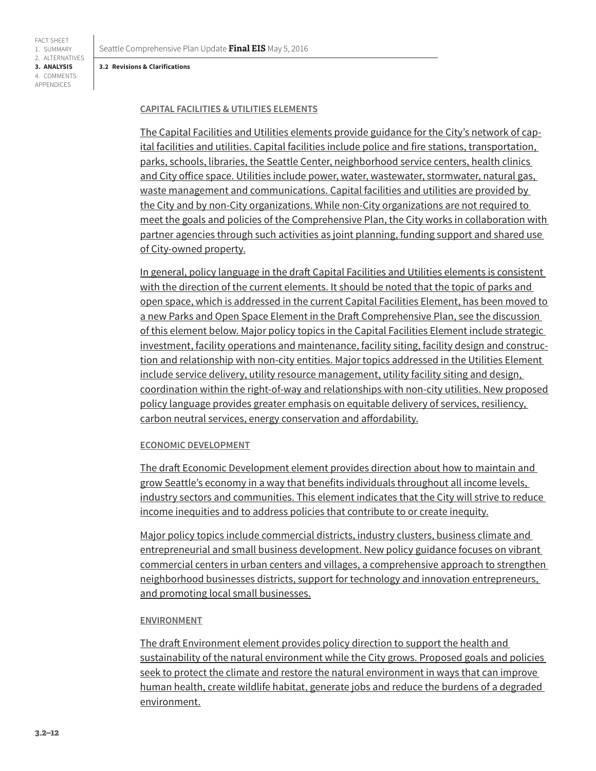#### CAPITAL FACILITIES & UTILITIES ELEMENTS

The Capital Facilities and Utilities elements provide guidance for the City's network of capital facilities and utilities. Capital facilities include police and fire stations, transportation, parks, schools, libraries, the Seattle Center, neighborhood service centers, health clinics and City office space. Utilities include power, water, wastewater, stormwater, natural gas, waste management and communications. Capital facilities and utilities are provided by the City and by non-City organizations. While non-City organizations are not required to meet the goals and policies of the Comprehensive Plan, the City works in collaboration with partner agencies through such activities as joint planning, funding support and shared use of City-owned property.

In general, policy language in the draft Capital Facilities and Utilities elements is consistent with the direction of the current elements. It should be noted that the topic of parks and open space, which is addressed in the current Capital Facilities Element, has been moved to a new Parks and Open Space Element in the Draft Comprehensive Plan, see the discussion of this element below. Major policy topics in the Capital Facilities Element include strategic investment, facility operations and maintenance, facility siting, facility design and construction and relationship with non-city entities. Major topics addressed in the Utilities Element include service delivery, utility resource management, utility facility siting and design, coordination within the right-of-way and relationships with non-city utilities. New proposed policy language provides greater emphasis on equitable delivery of services, resiliency, carbon neutral services, energy conservation and affordability.

#### ECONOMIC DEVELOPMENT

The draft Economic Development element provides direction about how to maintain and grow Seattle's economy in a way that benefits individuals throughout all income levels, industry sectors and communities. This element indicates that the City will strive to reduce income inequities and to address policies that contribute to or create inequity.

Major policy topics include commercial districts, industry clusters, business climate and entrepreneurial and small business development. New policy guidance focuses on vibrant commercial centers in urban centers and villages, a comprehensive approach to strengthen neighborhood businesses districts, support for technology and innovation entrepreneurs, and promoting local small businesses.

#### ENVIRONMENT

The draft Environment element provides policy direction to support the health and sustainability of the natural environment while the City grows. Proposed goals and policies seek to protect the climate and restore the natural environment in ways that can improve human health, create wildlife habitat, generate jobs and reduce the burdens of a degraded environment.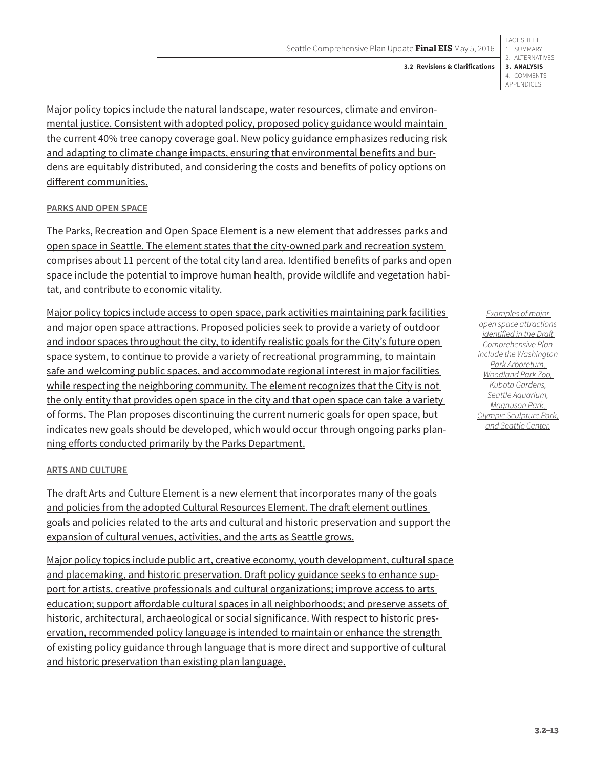Major policy topics include the natural landscape, water resources, climate and environmental justice. Consistent with adopted policy, proposed policy guidance would maintain the current 40% tree canopy coverage goal. New policy guidance emphasizes reducing risk and adapting to climate change impacts, ensuring that environmental benefits and burdens are equitably distributed, and considering the costs and benefits of policy options on different communities.

#### PARKS AND OPEN SPACE

The Parks, Recreation and Open Space Element is a new element that addresses parks and open space in Seattle. The element states that the city-owned park and recreation system comprises about 11 percent of the total city land area. Identified benefits of parks and open space include the potential to improve human health, provide wildlife and vegetation habitat, and contribute to economic vitality.

Major policy topics include access to open space, park activities maintaining park facilities and major open space attractions. Proposed policies seek to provide a variety of outdoor and indoor spaces throughout the city, to identify realistic goals for the City's future open space system, to continue to provide a variety of recreational programming, to maintain safe and welcoming public spaces, and accommodate regional interest in major facilities while respecting the neighboring community. The element recognizes that the City is not the only entity that provides open space in the city and that open space can take a variety of forms. The Plan proposes discontinuing the current numeric goals for open space, but indicates new goals should be developed, which would occur through ongoing parks planning efforts conducted primarily by the Parks Department.

*Examples of major open space attractions identified in the Draft Comprehensive Plan include the Washington Park Arboretum, Woodland Park Zoo, Kubota Gardens, Seattle Aquarium, Magnuson Park, Olympic Sculpture Park, and Seattle Center.*

#### ARTS AND CULTURE

The draft Arts and Culture Element is a new element that incorporates many of the goals and policies from the adopted Cultural Resources Element. The draft element outlines goals and policies related to the arts and cultural and historic preservation and support the expansion of cultural venues, activities, and the arts as Seattle grows.

Major policy topics include public art, creative economy, youth development, cultural space and placemaking, and historic preservation. Draft policy guidance seeks to enhance support for artists, creative professionals and cultural organizations; improve access to arts education; support affordable cultural spaces in all neighborhoods; and preserve assets of historic, architectural, archaeological or social significance. With respect to historic preservation, recommended policy language is intended to maintain or enhance the strength of existing policy guidance through language that is more direct and supportive of cultural and historic preservation than existing plan language.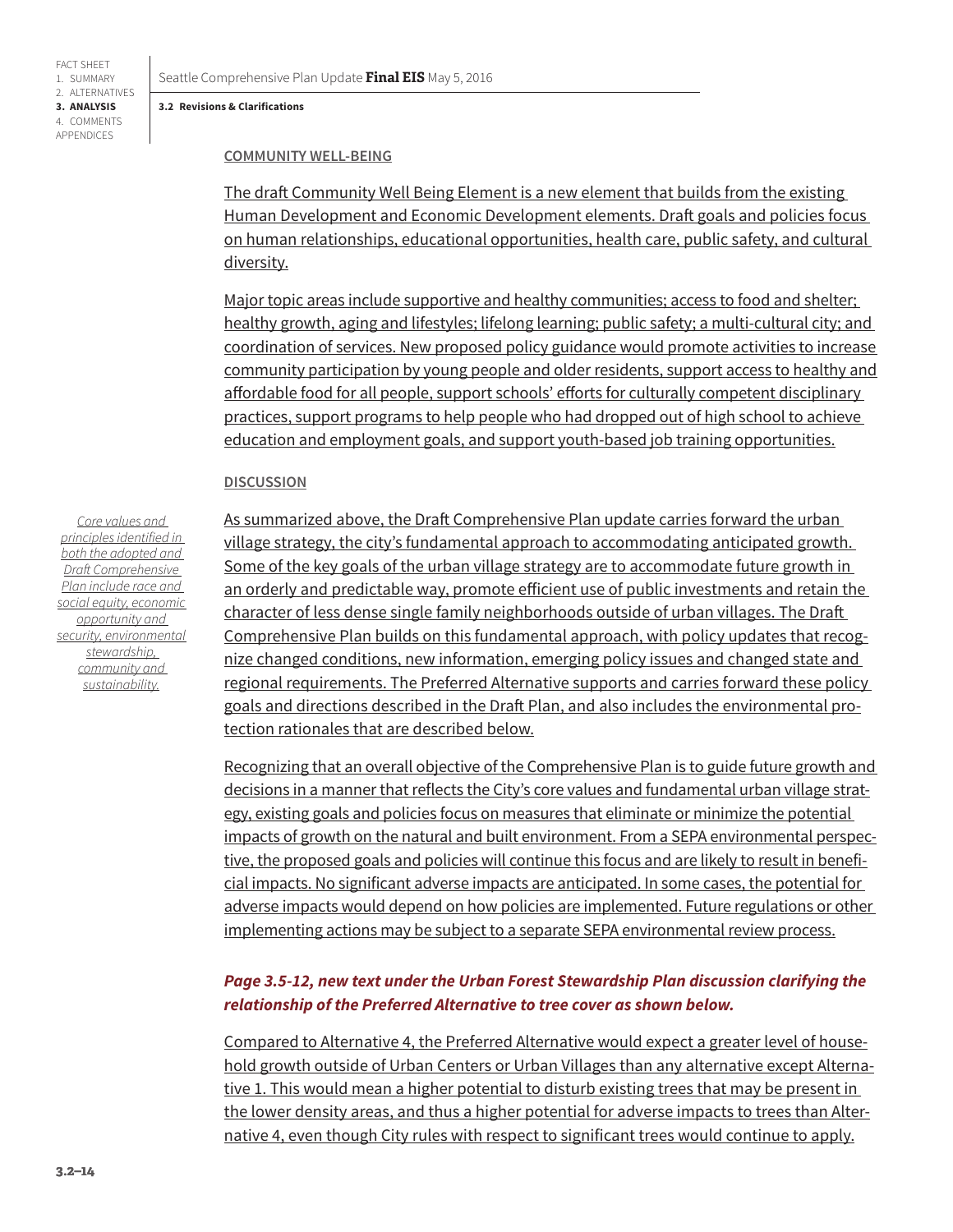#### COMMUNITY WELL-BEING

The draft Community Well Being Element is a new element that builds from the existing Human Development and Economic Development elements. Draft goals and policies focus on human relationships, educational opportunities, health care, public safety, and cultural diversity.

Major topic areas include supportive and healthy communities; access to food and shelter; healthy growth, aging and lifestyles; lifelong learning; public safety; a multi-cultural city; and coordination of services. New proposed policy guidance would promote activities to increase community participation by young people and older residents, support access to healthy and affordable food for all people, support schools' efforts for culturally competent disciplinary practices, support programs to help people who had dropped out of high school to achieve education and employment goals, and support youth-based job training opportunities.

#### DISCUSSION

*Core values and principles identified in both the adopted and Draft Comprehensive Plan include race and social equity, economic opportunity and security, environmental stewardship, community and sustainability.*

As summarized above, the Draft Comprehensive Plan update carries forward the urban village strategy, the city's fundamental approach to accommodating anticipated growth. Some of the key goals of the urban village strategy are to accommodate future growth in an orderly and predictable way, promote efficient use of public investments and retain the character of less dense single family neighborhoods outside of urban villages. The Draft Comprehensive Plan builds on this fundamental approach, with policy updates that recognize changed conditions, new information, emerging policy issues and changed state and regional requirements. The Preferred Alternative supports and carries forward these policy goals and directions described in the Draft Plan, and also includes the environmental protection rationales that are described below.

Recognizing that an overall objective of the Comprehensive Plan is to guide future growth and decisions in a manner that reflects the City's core values and fundamental urban village strategy, existing goals and policies focus on measures that eliminate or minimize the potential impacts of growth on the natural and built environment. From a SEPA environmental perspective, the proposed goals and policies will continue this focus and are likely to result in beneficial impacts. No significant adverse impacts are anticipated. In some cases, the potential for adverse impacts would depend on how policies are implemented. Future regulations or other implementing actions may be subject to a separate SEPA environmental review process.

***Page 3.5-12, new text under the Urban Forest Stewardship Plan discussion clarifying the relationship of the Preferred Alternative to tree cover as shown below.***

Compared to Alternative 4, the Preferred Alternative would expect a greater level of household growth outside of Urban Centers or Urban Villages than any alternative except Alternative 1. This would mean a higher potential to disturb existing trees that may be present in the lower density areas, and thus a higher potential for adverse impacts to trees than Alternative 4, even though City rules with respect to significant trees would continue to apply.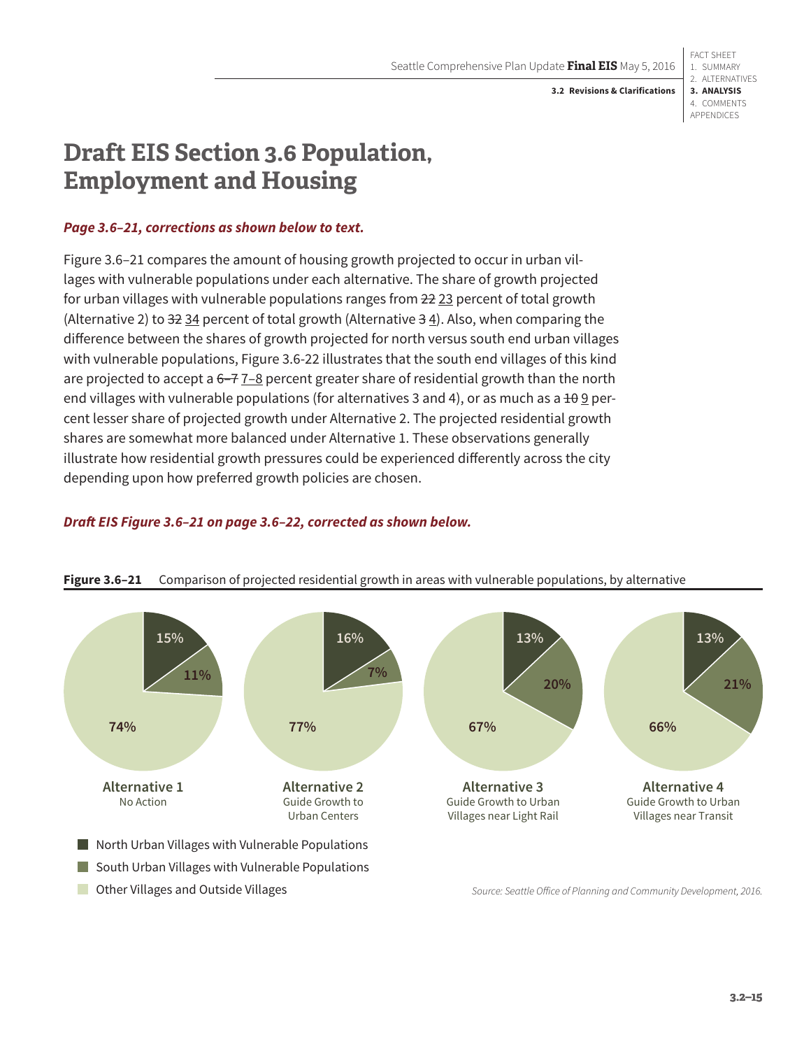# Draft EIS Section 3.6 Population, Employment and Housing

***Page 3.6–21, corrections as shown below to text.***

Figure 3.6–21 compares the amount of housing growth projected to occur in urban villages with vulnerable populations under each alternative. The share of growth projected for urban villages with vulnerable populations ranges from ~~22~~ 23 percent of total growth (Alternative 2) to ~~32~~ 34 percent of total growth (Alternative ~~3~~ 4). Also, when comparing the difference between the shares of growth projected for north versus south end urban villages with vulnerable populations, Figure 3.6-22 illustrates that the south end villages of this kind are projected to accept a ~~6–7~~ 7–8 percent greater share of residential growth than the north end villages with vulnerable populations (for alternatives 3 and 4), or as much as a ~~10~~ 9 percent lesser share of projected growth under Alternative 2. The projected residential growth shares are somewhat more balanced under Alternative 1. These observations generally illustrate how residential growth pressures could be experienced differently across the city depending upon how preferred growth policies are chosen.

***Draft EIS Figure 3.6–21 on page 3.6–22, corrected as shown below.***

**Figure 3.6–21** Comparison of projected residential growth in areas with vulnerable populations, by alternative

| | Alternative 1 No Action | Alternative 2 Guide Growth to Urban Centers | Alternative 3 Guide Growth to Urban Villages near Light Rail | Alternative 4 Guide Growth to Urban Villages near Transit |
|---|---|---|---|---|
| North Urban Villages with Vulnerable Populations | 15% | 16% | 13% | 13% |
| South Urban Villages with Vulnerable Populations | 11% | 7% | 20% | 21% |
| Other Villages and Outside Villages | 74% | 77% | 67% | 66% |

*Source: Seattle Office of Planning and Community Development, 2016.*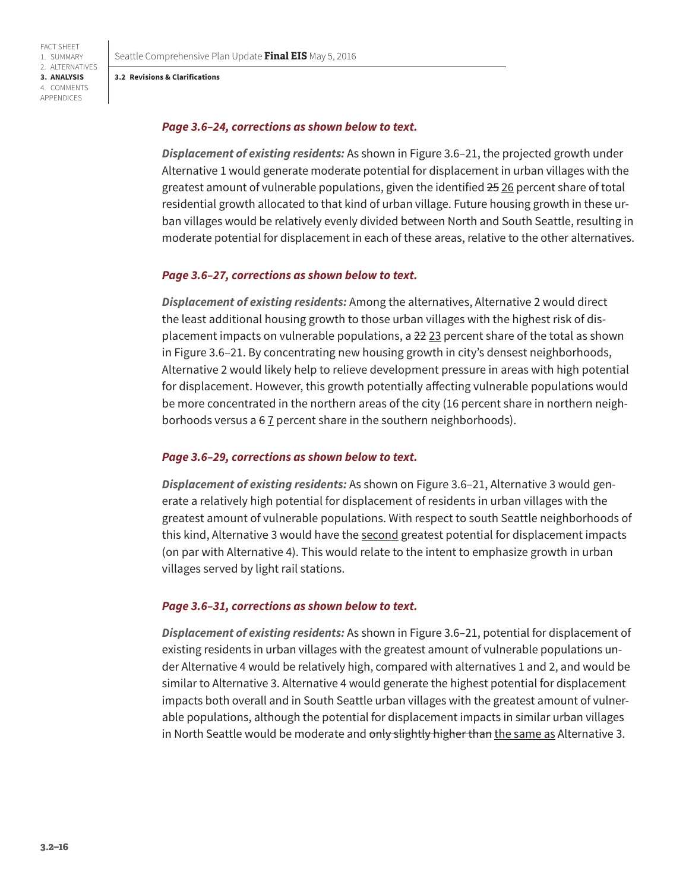***Page 3.6–24, corrections as shown below to text.***

***Displacement of existing residents:*** As shown in Figure 3.6–21, the projected growth under Alternative 1 would generate moderate potential for displacement in urban villages with the greatest amount of vulnerable populations, given the identified ~~25~~ <u>26</u> percent share of total residential growth allocated to that kind of urban village. Future housing growth in these urban villages would be relatively evenly divided between North and South Seattle, resulting in moderate potential for displacement in each of these areas, relative to the other alternatives.

***Page 3.6–27, corrections as shown below to text.***

***Displacement of existing residents:*** Among the alternatives, Alternative 2 would direct the least additional housing growth to those urban villages with the highest risk of displacement impacts on vulnerable populations, a ~~22~~ <u>23</u> percent share of the total as shown in Figure 3.6–21. By concentrating new housing growth in city's densest neighborhoods, Alternative 2 would likely help to relieve development pressure in areas with high potential for displacement. However, this growth potentially affecting vulnerable populations would be more concentrated in the northern areas of the city (16 percent share in northern neighborhoods versus a ~~6~~ <u>7</u> percent share in the southern neighborhoods).

***Page 3.6–29, corrections as shown below to text.***

***Displacement of existing residents:*** As shown on Figure 3.6–21, Alternative 3 would generate a relatively high potential for displacement of residents in urban villages with the greatest amount of vulnerable populations. With respect to south Seattle neighborhoods of this kind, Alternative 3 would have the <u>second</u> greatest potential for displacement impacts (on par with Alternative 4). This would relate to the intent to emphasize growth in urban villages served by light rail stations.

***Page 3.6–31, corrections as shown below to text.***

***Displacement of existing residents:*** As shown in Figure 3.6–21, potential for displacement of existing residents in urban villages with the greatest amount of vulnerable populations under Alternative 4 would be relatively high, compared with alternatives 1 and 2, and would be similar to Alternative 3. Alternative 4 would generate the highest potential for displacement impacts both overall and in South Seattle urban villages with the greatest amount of vulnerable populations, although the potential for displacement impacts in similar urban villages in North Seattle would be moderate and ~~only slightly higher than~~ <u>the same as</u> Alternative 3.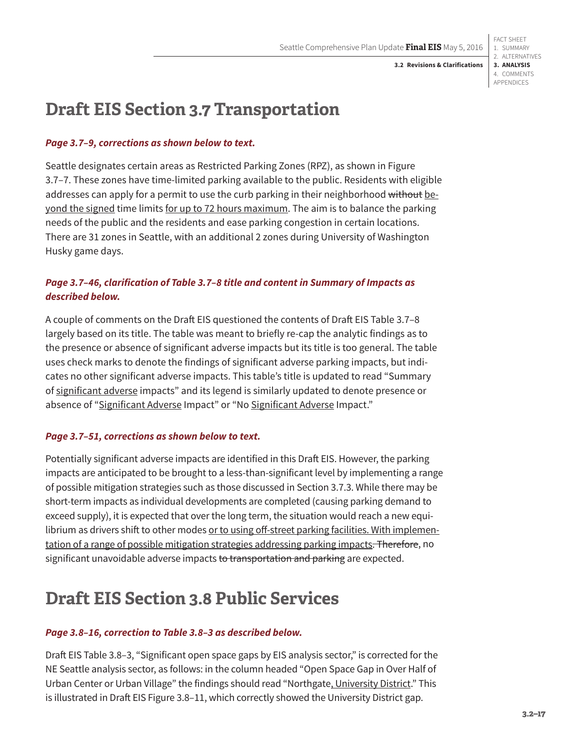# Draft EIS Section 3.7 Transportation

***Page 3.7–9, corrections as shown below to text.***

Seattle designates certain areas as Restricted Parking Zones (RPZ), as shown in Figure 3.7–7. These zones have time-limited parking available to the public. Residents with eligible addresses can apply for a permit to use the curb parking in their neighborhood ~~without~~ <u>beyond the signed</u> time limits <u>for up to 72 hours maximum</u>. The aim is to balance the parking needs of the public and the residents and ease parking congestion in certain locations. There are 31 zones in Seattle, with an additional 2 zones during University of Washington Husky game days.

***Page 3.7–46, clarification of Table 3.7–8 title and content in Summary of Impacts as described below.***

A couple of comments on the Draft EIS questioned the contents of Draft EIS Table 3.7–8 largely based on its title. The table was meant to briefly re-cap the analytic findings as to the presence or absence of significant adverse impacts but its title is too general. The table uses check marks to denote the findings of significant adverse parking impacts, but indicates no other significant adverse impacts. This table's title is updated to read "Summary of <u>significant adverse</u> impacts" and its legend is similarly updated to denote presence or absence of "<u>Significant Adverse</u> Impact" or "No <u>Significant Adverse</u> Impact."

***Page 3.7–51, corrections as shown below to text.***

Potentially significant adverse impacts are identified in this Draft EIS. However, the parking impacts are anticipated to be brought to a less-than-significant level by implementing a range of possible mitigation strategies such as those discussed in Section 3.7.3. While there may be short-term impacts as individual developments are completed (causing parking demand to exceed supply), it is expected that over the long term, the situation would reach a new equilibrium as drivers shift to other modes <u>or to using off-street parking facilities. With implementation of a range of possible mitigation strategies addressing parking impacts</u>~~. Therefore~~, no significant unavoidable adverse impacts ~~to transportation and parking~~ are expected.

# Draft EIS Section 3.8 Public Services

***Page 3.8–16, correction to Table 3.8–3 as described below.***

Draft EIS Table 3.8–3, "Significant open space gaps by EIS analysis sector," is corrected for the NE Seattle analysis sector, as follows: in the column headed "Open Space Gap in Over Half of Urban Center or Urban Village" the findings should read "Northgate<u>, University District</u>." This is illustrated in Draft EIS Figure 3.8–11, which correctly showed the University District gap.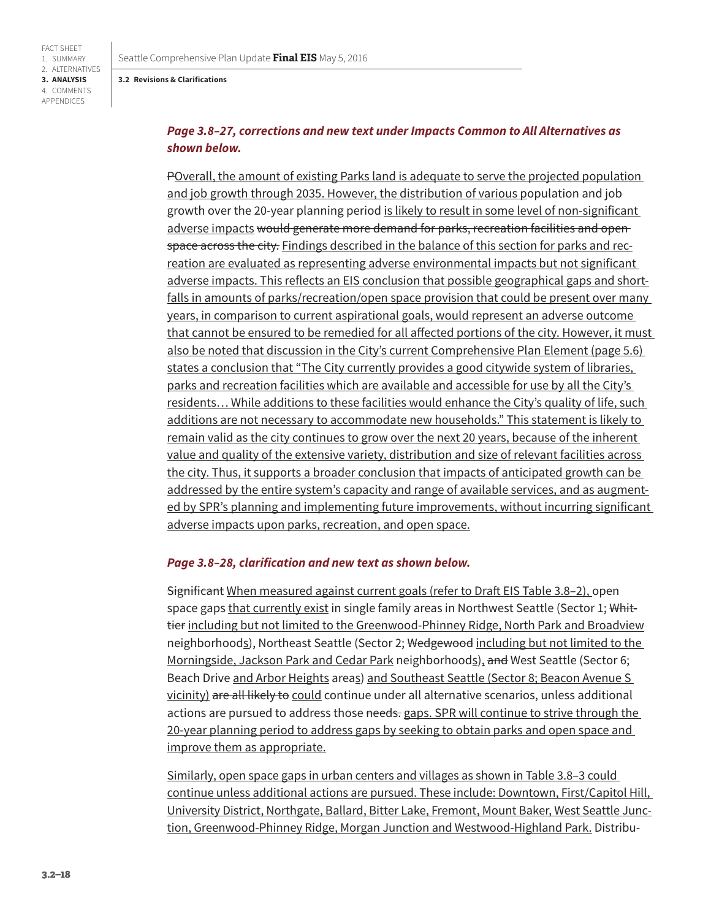***Page 3.8–27, corrections and new text under Impacts Common to All Alternatives as shown below.***

~~P~~<u>Overall, the amount of existing Parks land is adequate to serve the projected population and job growth through 2035. However, the distribution of various p</u>opulation and job growth over the 20-year planning period <u>is likely to result in some level of non-significant adverse impacts</u> ~~would generate more demand for parks, recreation facilities and open space across the city.~~ <u>Findings described in the balance of this section for parks and recreation are evaluated as representing adverse environmental impacts but not significant adverse impacts. This reflects an EIS conclusion that possible geographical gaps and shortfalls in amounts of parks/recreation/open space provision that could be present over many years, in comparison to current aspirational goals, would represent an adverse outcome that cannot be ensured to be remedied for all affected portions of the city. However, it must also be noted that discussion in the City's current Comprehensive Plan Element (page 5.6) states a conclusion that "The City currently provides a good citywide system of libraries, parks and recreation facilities which are available and accessible for use by all the City's residents… While additions to these facilities would enhance the City's quality of life, such additions are not necessary to accommodate new households." This statement is likely to remain valid as the city continues to grow over the next 20 years, because of the inherent value and quality of the extensive variety, distribution and size of relevant facilities across the city. Thus, it supports a broader conclusion that impacts of anticipated growth can be addressed by the entire system's capacity and range of available services, and as augmented by SPR's planning and implementing future improvements, without incurring significant adverse impacts upon parks, recreation, and open space.</u>

***Page 3.8–28, clarification and new text as shown below.***

~~Significant~~ <u>When measured against current goals (refer to Draft EIS Table 3.8–2),</u> open space gaps <u>that currently exist</u> in single family areas in Northwest Seattle (Sector 1; ~~Whittier~~ <u>including but not limited to the Greenwood-Phinney Ridge, North Park and Broadview</u> neighborhood<u>s</u>), Northeast Seattle (Sector 2; ~~Wedgewood~~ <u>including but not limited to the Morningside, Jackson Park and Cedar Park</u> neighborhoods<u>)</u><u>,</u> ~~and~~ West Seattle (Sector 6; Beach Drive <u>and Arbor Heights</u> area<u>s</u>) <u>and Southeast Seattle (Sector 8; Beacon Avenue S vicinity)</u> ~~are all likely to~~ <u>could</u> continue under all alternative scenarios, unless additional actions are pursued to address those ~~needs.~~ <u>gaps. SPR will continue to strive through the 20-year planning period to address gaps by seeking to obtain parks and open space and improve them as appropriate.</u>

<u>Similarly, open space gaps in urban centers and villages as shown in Table 3.8–3 could continue unless additional actions are pursued. These include: Downtown, First/Capitol Hill, University District, Northgate, Ballard, Bitter Lake, Fremont, Mount Baker, West Seattle Junction, Greenwood-Phinney Ridge, Morgan Junction and Westwood-Highland Park.</u> Distribu-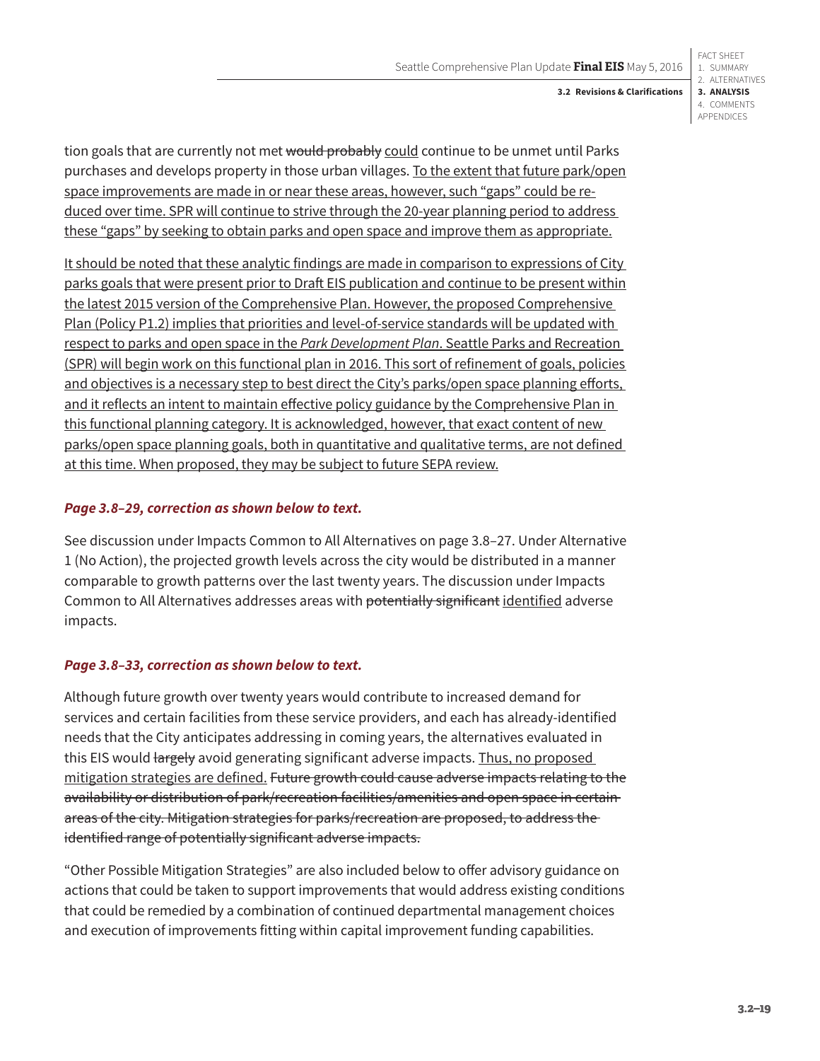tion goals that are currently not met ~~would probably~~ <u>could</u> continue to be unmet until Parks purchases and develops property in those urban villages. <u>To the extent that future park/open space improvements are made in or near these areas, however, such "gaps" could be reduced over time. SPR will continue to strive through the 20-year planning period to address these "gaps" by seeking to obtain parks and open space and improve them as appropriate.</u>

<u>It should be noted that these analytic findings are made in comparison to expressions of City parks goals that were present prior to Draft EIS publication and continue to be present within the latest 2015 version of the Comprehensive Plan. However, the proposed Comprehensive Plan (Policy P1.2) implies that priorities and level-of-service standards will be updated with respect to parks and open space in the *Park Development Plan*. Seattle Parks and Recreation (SPR) will begin work on this functional plan in 2016. This sort of refinement of goals, policies and objectives is a necessary step to best direct the City's parks/open space planning efforts, and it reflects an intent to maintain effective policy guidance by the Comprehensive Plan in this functional planning category. It is acknowledged, however, that exact content of new parks/open space planning goals, both in quantitative and qualitative terms, are not defined at this time. When proposed, they may be subject to future SEPA review.</u>

***Page 3.8–29, correction as shown below to text.***

See discussion under Impacts Common to All Alternatives on page 3.8–27. Under Alternative 1 (No Action), the projected growth levels across the city would be distributed in a manner comparable to growth patterns over the last twenty years. The discussion under Impacts Common to All Alternatives addresses areas with ~~potentially significant~~ <u>identified</u> adverse impacts.

***Page 3.8–33, correction as shown below to text.***

Although future growth over twenty years would contribute to increased demand for services and certain facilities from these service providers, and each has already-identified needs that the City anticipates addressing in coming years, the alternatives evaluated in this EIS would ~~largely~~ avoid generating significant adverse impacts. <u>Thus, no proposed mitigation strategies are defined.</u> ~~Future growth could cause adverse impacts relating to the availability or distribution of park/recreation facilities/amenities and open space in certain areas of the city. Mitigation strategies for parks/recreation are proposed, to address the identified range of potentially significant adverse impacts.~~

"Other Possible Mitigation Strategies" are also included below to offer advisory guidance on actions that could be taken to support improvements that would address existing conditions that could be remedied by a combination of continued departmental management choices and execution of improvements fitting within capital improvement funding capabilities.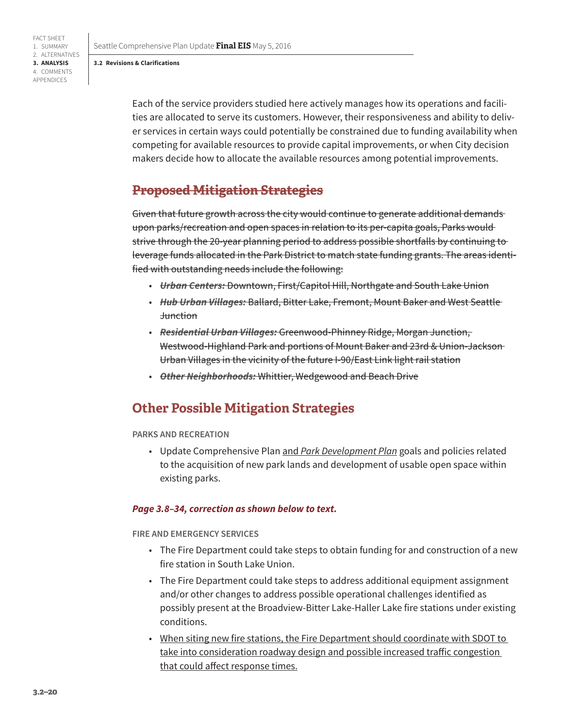Each of the service providers studied here actively manages how its operations and facilities are allocated to serve its customers. However, their responsiveness and ability to deliver services in certain ways could potentially be constrained due to funding availability when competing for available resources to provide capital improvements, or when City decision makers decide how to allocate the available resources among potential improvements.

## ~~Proposed Mitigation Strategies~~

~~Given that future growth across the city would continue to generate additional demands upon parks/recreation and open spaces in relation to its per-capita goals, Parks would strive through the 20-year planning period to address possible shortfalls by continuing to leverage funds allocated in the Park District to match state funding grants. The areas identified with outstanding needs include the following:~~

- ~~***Urban Centers:*** Downtown, First/Capitol Hill, Northgate and South Lake Union~~
- ~~***Hub Urban Villages:*** Ballard, Bitter Lake, Fremont, Mount Baker and West Seattle Junction~~
- ~~***Residential Urban Villages:*** Greenwood-Phinney Ridge, Morgan Junction, Westwood-Highland Park and portions of Mount Baker and 23rd & Union-Jackson Urban Villages in the vicinity of the future I-90/East Link light rail station~~
- ~~***Other Neighborhoods:*** Whittier, Wedgewood and Beach Drive~~

## Other Possible Mitigation Strategies

PARKS AND RECREATION

- Update Comprehensive Plan <u>and *Park Development Plan*</u> goals and policies related to the acquisition of new park lands and development of usable open space within existing parks.

***Page 3.8–34, correction as shown below to text.***

FIRE AND EMERGENCY SERVICES

- The Fire Department could take steps to obtain funding for and construction of a new fire station in South Lake Union.
- The Fire Department could take steps to address additional equipment assignment and/or other changes to address possible operational challenges identified as possibly present at the Broadview-Bitter Lake-Haller Lake fire stations under existing conditions.
- <u>When siting new fire stations, the Fire Department should coordinate with SDOT to take into consideration roadway design and possible increased traffic congestion that could affect response times.</u>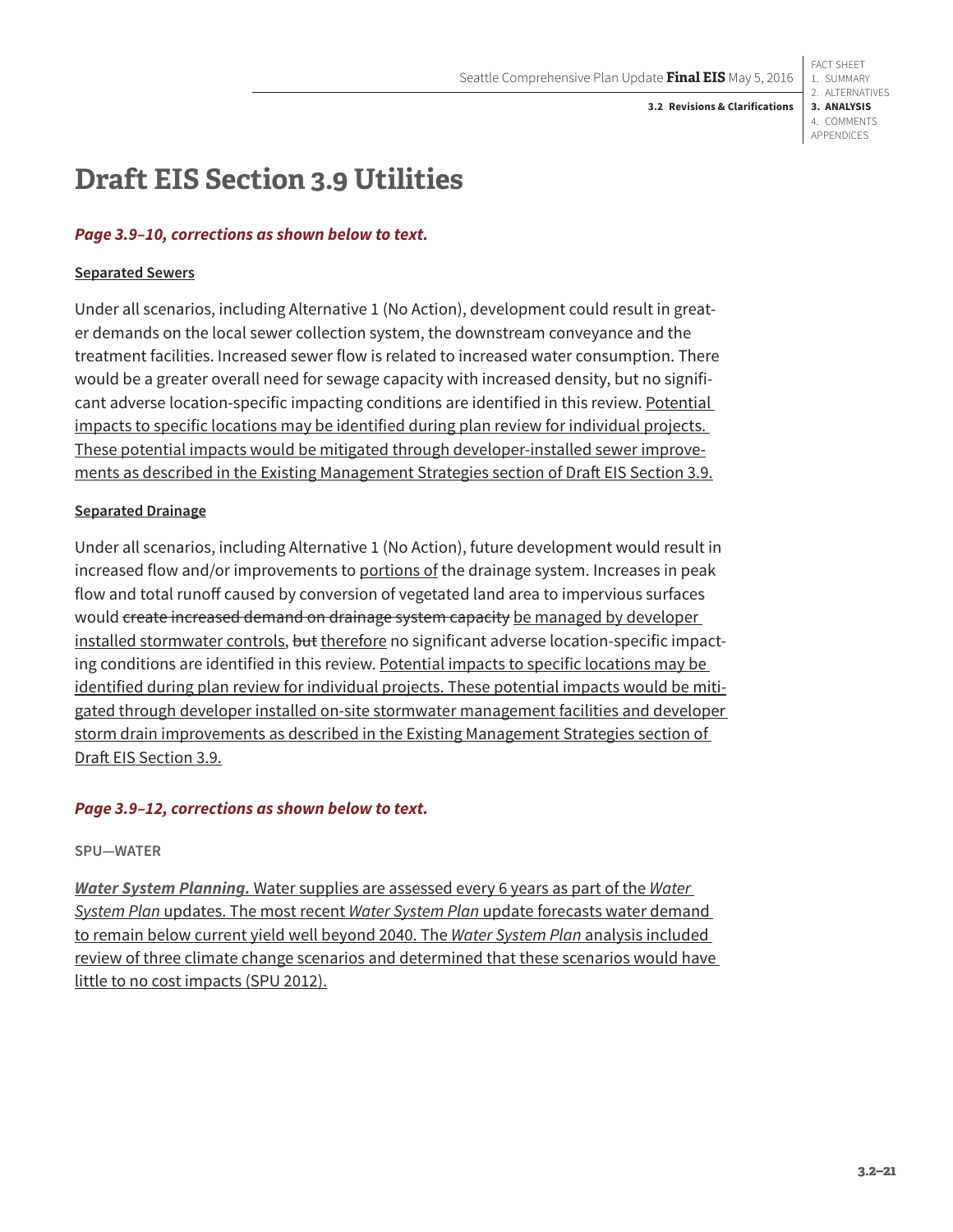# Draft EIS Section 3.9 Utilities

***Page 3.9–10, corrections as shown below to text.***

<u>**Separated Sewers**</u>

Under all scenarios, including Alternative 1 (No Action), development could result in greater demands on the local sewer collection system, the downstream conveyance and the treatment facilities. Increased sewer flow is related to increased water consumption. There would be a greater overall need for sewage capacity with increased density, but no significant adverse location-specific impacting conditions are identified in this review. <u>Potential impacts to specific locations may be identified during plan review for individual projects. These potential impacts would be mitigated through developer-installed sewer improvements as described in the Existing Management Strategies section of Draft EIS Section 3.9.</u>

<u>**Separated Drainage**</u>

Under all scenarios, including Alternative 1 (No Action), future development would result in increased flow and/or improvements to <u>portions of</u> the drainage system. Increases in peak flow and total runoff caused by conversion of vegetated land area to impervious surfaces would ~~create increased demand on drainage system capacity~~ <u>be managed by developer installed stormwater controls</u>, ~~but~~ <u>therefore</u> no significant adverse location-specific impacting conditions are identified in this review. <u>Potential impacts to specific locations may be identified during plan review for individual projects. These potential impacts would be mitigated through developer installed on-site stormwater management facilities and developer storm drain improvements as described in the Existing Management Strategies section of Draft EIS Section 3.9.</u>

***Page 3.9–12, corrections as shown below to text.***

**SPU—WATER**

<u>***Water System Planning.*** Water supplies are assessed every 6 years as part of the *Water System Plan* updates. The most recent *Water System Plan* update forecasts water demand to remain below current yield well beyond 2040. The *Water System Plan* analysis included review of three climate change scenarios and determined that these scenarios would have little to no cost impacts (SPU 2012).</u>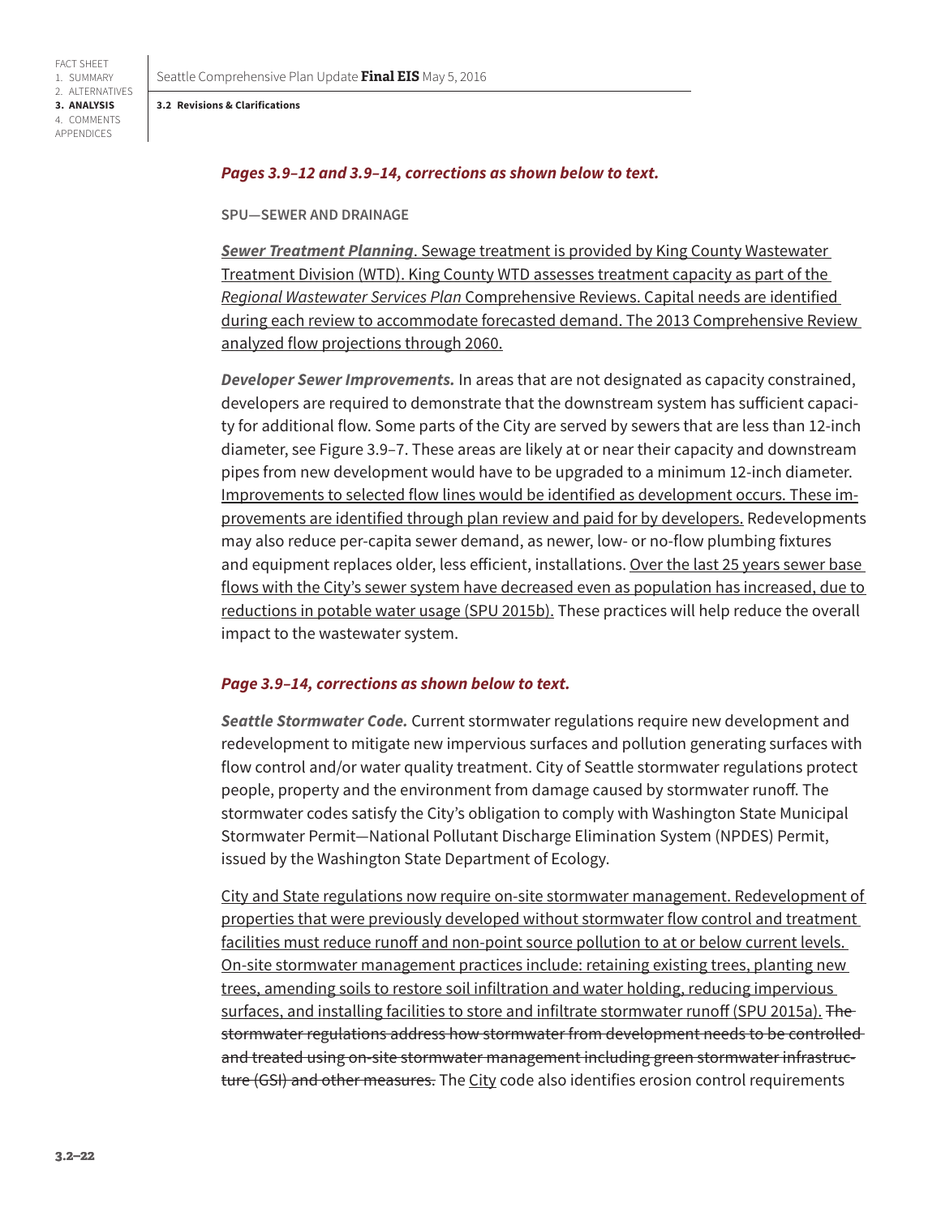***Pages 3.9–12 and 3.9–14, corrections as shown below to text.***

**SPU—SEWER AND DRAINAGE**

<u>***Sewer Treatment Planning***. Sewage treatment is provided by King County Wastewater Treatment Division (WTD). King County WTD assesses treatment capacity as part of the *Regional Wastewater Services Plan* Comprehensive Reviews. Capital needs are identified during each review to accommodate forecasted demand. The 2013 Comprehensive Review analyzed flow projections through 2060.</u>

***Developer Sewer Improvements.*** In areas that are not designated as capacity constrained, developers are required to demonstrate that the downstream system has sufficient capacity for additional flow. Some parts of the City are served by sewers that are less than 12-inch diameter, see Figure 3.9–7. These areas are likely at or near their capacity and downstream pipes from new development would have to be upgraded to a minimum 12-inch diameter. <u>Improvements to selected flow lines would be identified as development occurs. These improvements are identified through plan review and paid for by developers.</u> Redevelopments may also reduce per-capita sewer demand, as newer, low- or no-flow plumbing fixtures and equipment replaces older, less efficient, installations. <u>Over the last 25 years sewer base flows with the City's sewer system have decreased even as population has increased, due to reductions in potable water usage (SPU 2015b).</u> These practices will help reduce the overall impact to the wastewater system.

***Page 3.9–14, corrections as shown below to text.***

***Seattle Stormwater Code.*** Current stormwater regulations require new development and redevelopment to mitigate new impervious surfaces and pollution generating surfaces with flow control and/or water quality treatment. City of Seattle stormwater regulations protect people, property and the environment from damage caused by stormwater runoff. The stormwater codes satisfy the City's obligation to comply with Washington State Municipal Stormwater Permit—National Pollutant Discharge Elimination System (NPDES) Permit, issued by the Washington State Department of Ecology.

<u>City and State regulations now require on-site stormwater management. Redevelopment of properties that were previously developed without stormwater flow control and treatment facilities must reduce runoff and non-point source pollution to at or below current levels. On-site stormwater management practices include: retaining existing trees, planting new trees, amending soils to restore soil infiltration and water holding, reducing impervious surfaces, and installing facilities to store and infiltrate stormwater runoff (SPU 2015a).</u> ~~The stormwater regulations address how stormwater from development needs to be controlled and treated using on-site stormwater management including green stormwater infrastructure (GSI) and other measures.~~ The <u>City</u> code also identifies erosion control requirements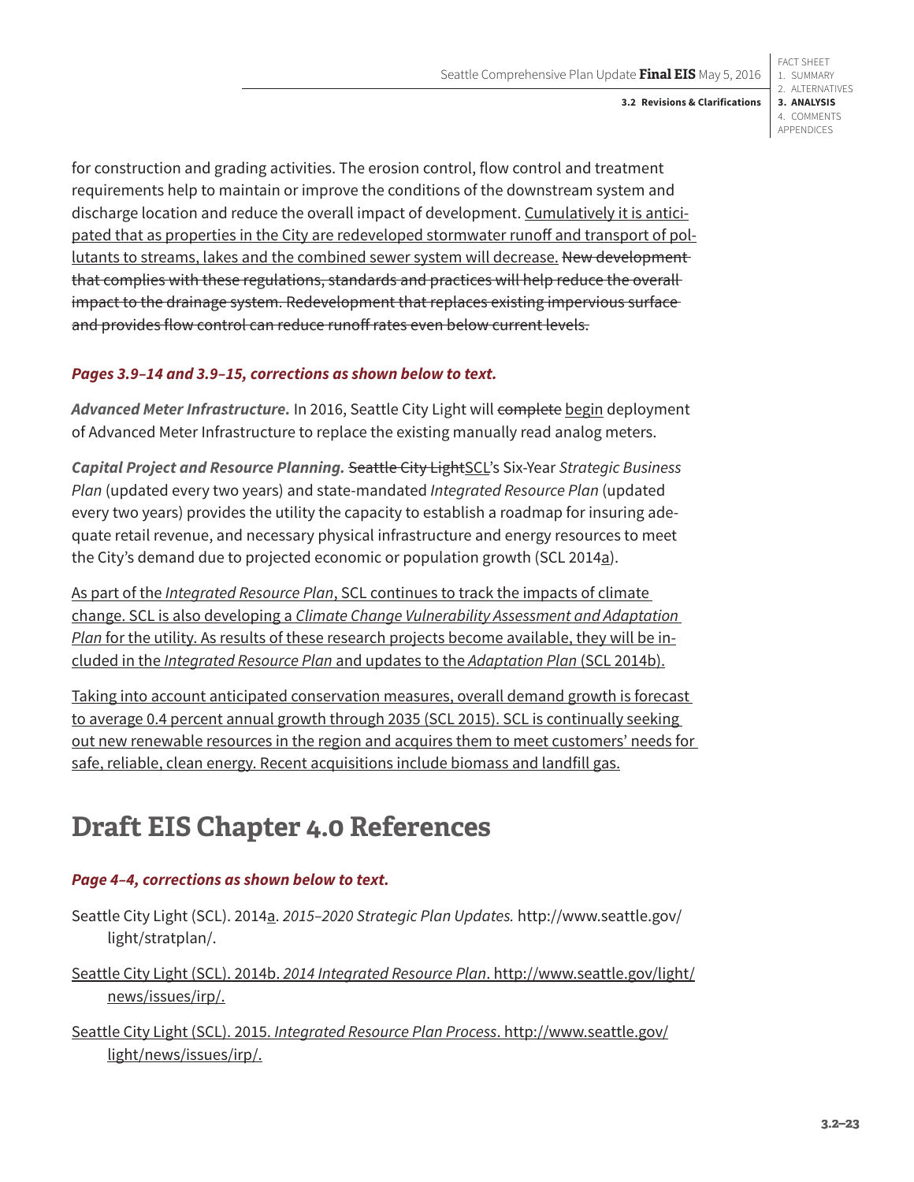for construction and grading activities. The erosion control, flow control and treatment requirements help to maintain or improve the conditions of the downstream system and discharge location and reduce the overall impact of development. <u>Cumulatively it is anticipated that as properties in the City are redeveloped stormwater runoff and transport of pollutants to streams, lakes and the combined sewer system will decrease.</u> ~~New development that complies with these regulations, standards and practices will help reduce the overall impact to the drainage system. Redevelopment that replaces existing impervious surface and provides flow control can reduce runoff rates even below current levels.~~

***Pages 3.9–14 and 3.9–15, corrections as shown below to text.***

***Advanced Meter Infrastructure.*** In 2016, Seattle City Light will ~~complete~~ <u>begin</u> deployment of Advanced Meter Infrastructure to replace the existing manually read analog meters.

***Capital Project and Resource Planning.*** ~~Seattle City Light~~<u>SCL</u>'s Six-Year *Strategic Business Plan* (updated every two years) and state-mandated *Integrated Resource Plan* (updated every two years) provides the utility the capacity to establish a roadmap for insuring adequate retail revenue, and necessary physical infrastructure and energy resources to meet the City's demand due to projected economic or population growth (SCL 2014<u>a</u>).

<u>As part of the *Integrated Resource Plan*, SCL continues to track the impacts of climate change. SCL is also developing a *Climate Change Vulnerability Assessment and Adaptation Plan* for the utility. As results of these research projects become available, they will be included in the *Integrated Resource Plan* and updates to the *Adaptation Plan* (SCL 2014b).</u>

<u>Taking into account anticipated conservation measures, overall demand growth is forecast to average 0.4 percent annual growth through 2035 (SCL 2015). SCL is continually seeking out new renewable resources in the region and acquires them to meet customers' needs for safe, reliable, clean energy. Recent acquisitions include biomass and landfill gas.</u>

# Draft EIS Chapter 4.0 References

***Page 4–4, corrections as shown below to text.***

Seattle City Light (SCL). 2014<u>a</u>. *2015–2020 Strategic Plan Updates.* http://www.seattle.gov/light/stratplan/.

<u>Seattle City Light (SCL). 2014b. *2014 Integrated Resource Plan*. http://www.seattle.gov/light/news/issues/irp/.</u>

<u>Seattle City Light (SCL). 2015. *Integrated Resource Plan Process*. http://www.seattle.gov/light/news/issues/irp/.</u>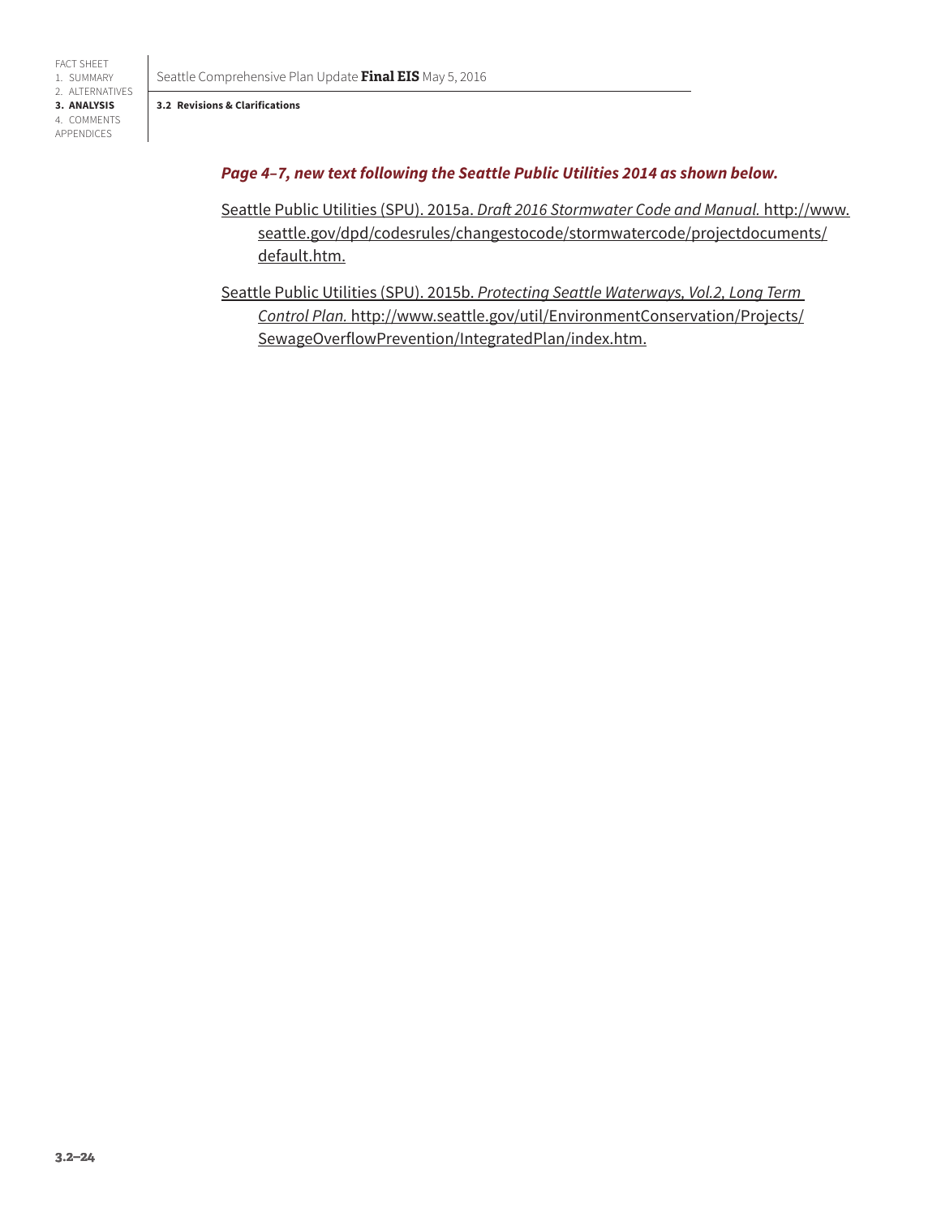***Page 4–7, new text following the Seattle Public Utilities 2014 as shown below.***

Seattle Public Utilities (SPU). 2015a. *Draft 2016 Stormwater Code and Manual.* http://www.seattle.gov/dpd/codesrules/changestocode/stormwatercode/projectdocuments/default.htm.

Seattle Public Utilities (SPU). 2015b. *Protecting Seattle Waterways, Vol.2, Long Term Control Plan.* http://www.seattle.gov/util/EnvironmentConservation/Projects/SewageOverflowPrevention/IntegratedPlan/index.htm.